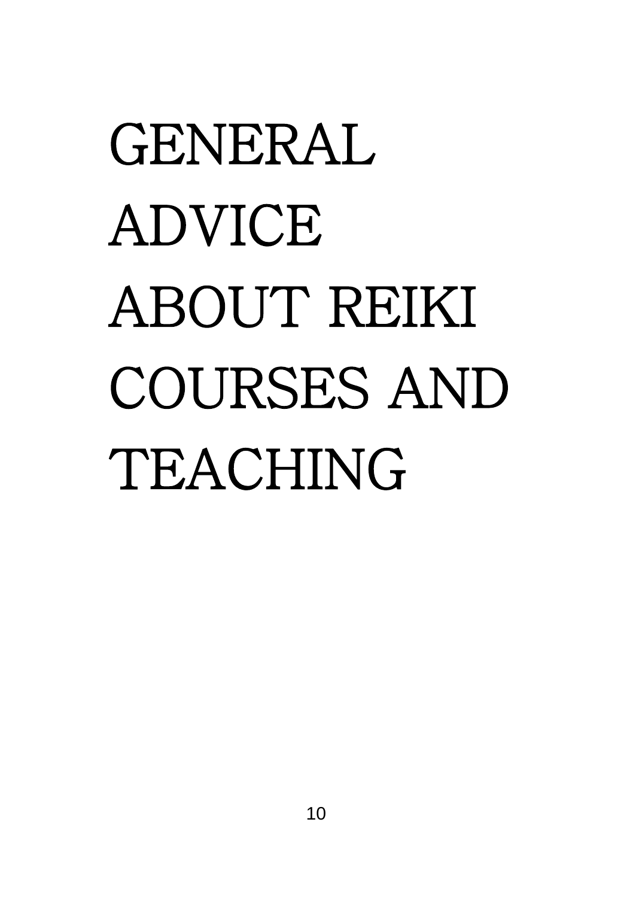# GENERAL ADVICE ABOUT REIKI COURSES AND TEACHING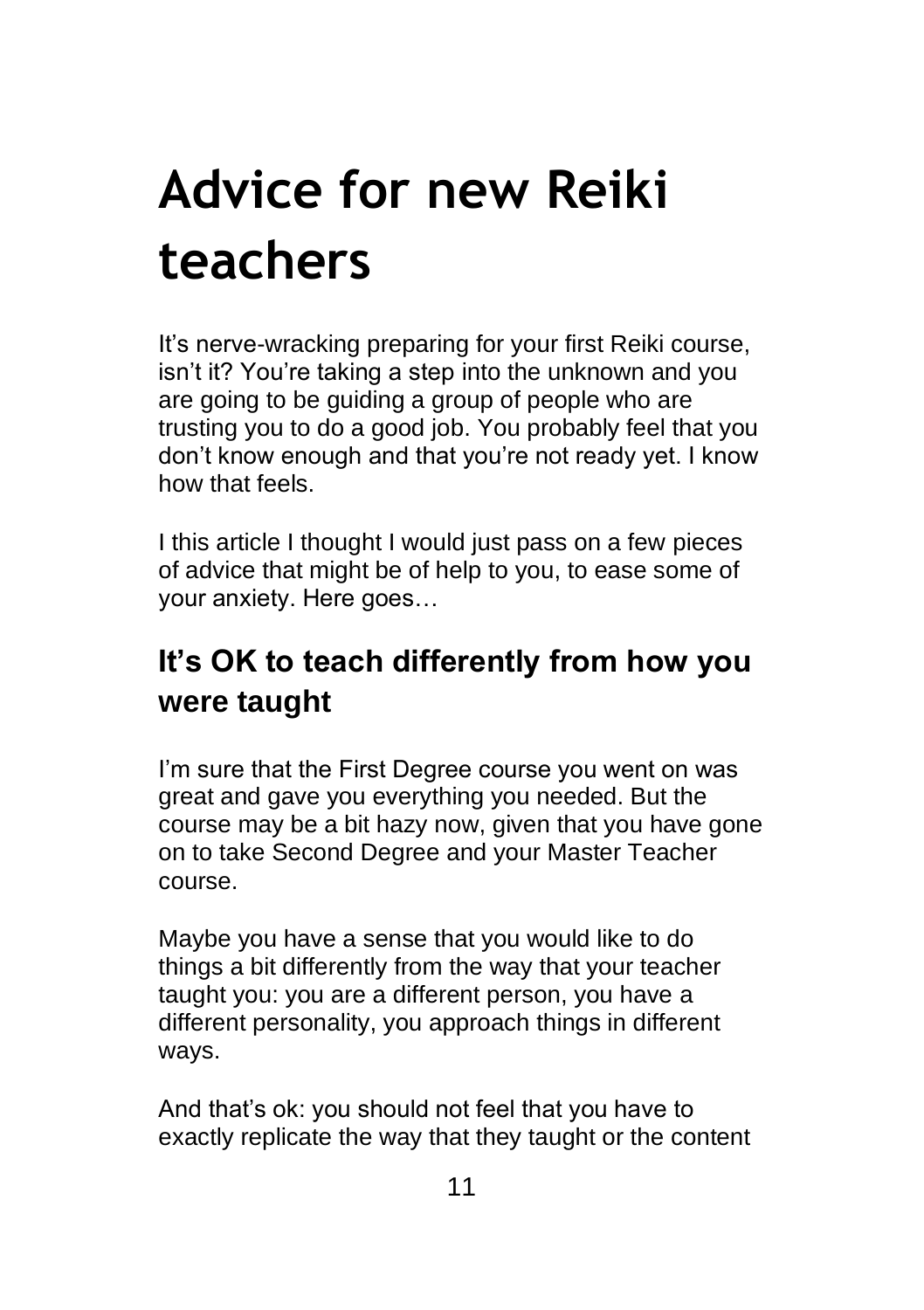# Advice for new Reiki teachers

It's nerve-wracking preparing for your first Reiki course, isn't it? You're taking a step into the unknown and you are going to be guiding a group of people who are trusting you to do a good job. You probably feel that you don't know enough and that you're not ready yet. I know how that feels.

I this article I thought I would just pass on a few pieces of advice that might be of help to you, to ease some of your anxiety. Here goes…

## It's OK to teach differently from how you were taught

I'm sure that the First Degree course you went on was great and gave you everything you needed. But the course may be a bit hazy now, given that you have gone on to take Second Degree and your Master Teacher course.

Maybe you have a sense that you would like to do things a bit differently from the way that your teacher taught you: you are a different person, you have a different personality, you approach things in different ways.

And that's ok: you should not feel that you have to exactly replicate the way that they taught or the content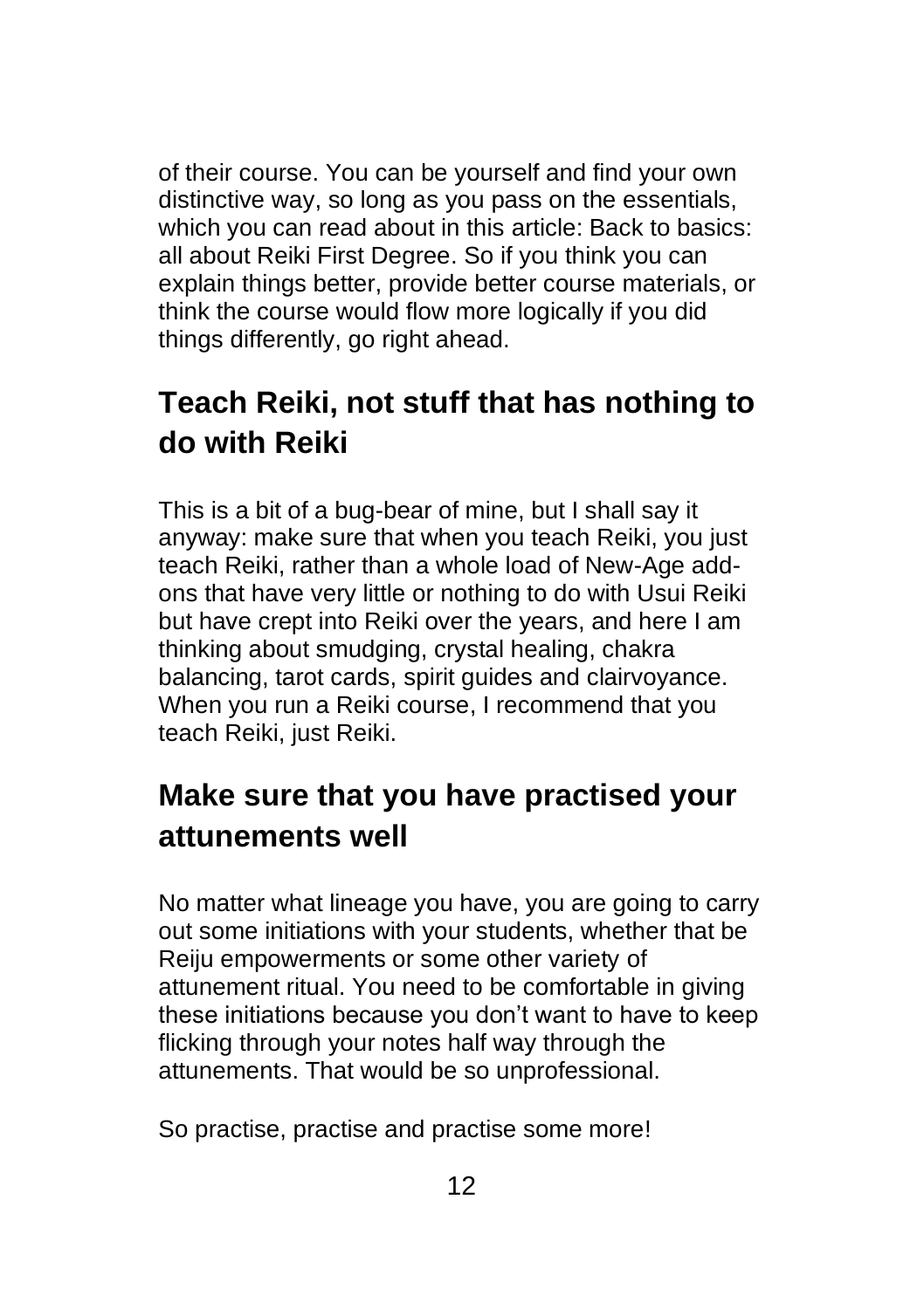of their course. You can be yourself and find your own distinctive way, so long as you pass on the essentials, which you can read about in this article: Back to basics: all about Reiki First Degree. So if you think you can explain things better, provide better course materials, or think the course would flow more logically if you did things differently, go right ahead.

## Teach Reiki, not stuff that has nothing to do with Reiki

This is a bit of a bug-bear of mine, but I shall say it anyway: make sure that when you teach Reiki, you just teach Reiki, rather than a whole load of New-Age add-ons that have very little or nothing to do with Usui Reiki but have crept into Reiki over the years, and here I am thinking about smudging, crystal healing, chakra balancing, tarot cards, spirit guides and clairvoyance. When you run a Reiki course, I recommend that you teach Reiki, just Reiki.

## Make sure that you have practised your attunements well

No matter what lineage you have, you are going to carry out some initiations with your students, whether that be Reiju empowerments or some other variety of attunement ritual. You need to be comfortable in giving these initiations because you don't want to have to keep flicking through your notes half way through the attunements. That would be so unprofessional.

So practise, practise and practise some more!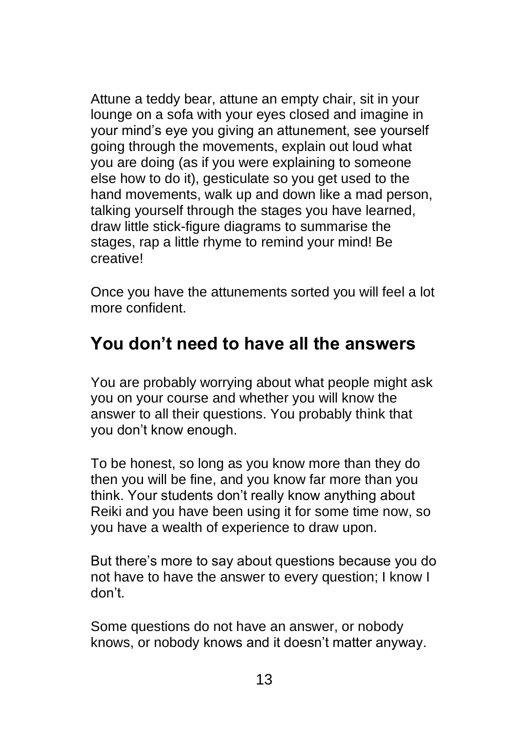Attune a teddy bear, attune an empty chair, sit in your lounge on a sofa with your eyes closed and imagine in your mind's eye you giving an attunement, see yourself going through the movements, explain out loud what you are doing (as if you were explaining to someone else how to do it), gesticulate so you get used to the hand movements, walk up and down like a mad person, talking yourself through the stages you have learned, draw little stick-figure diagrams to summarise the stages, rap a little rhyme to remind your mind! Be creative!

Once you have the attunements sorted you will feel a lot more confident.

## You don't need to have all the answers

You are probably worrying about what people might ask you on your course and whether you will know the answer to all their questions. You probably think that you don't know enough.

To be honest, so long as you know more than they do then you will be fine, and you know far more than you think. Your students don't really know anything about Reiki and you have been using it for some time now, so you have a wealth of experience to draw upon.

But there's more to say about questions because you do not have to have the answer to every question; I know I don't.

Some questions do not have an answer, or nobody knows, or nobody knows and it doesn't matter anyway.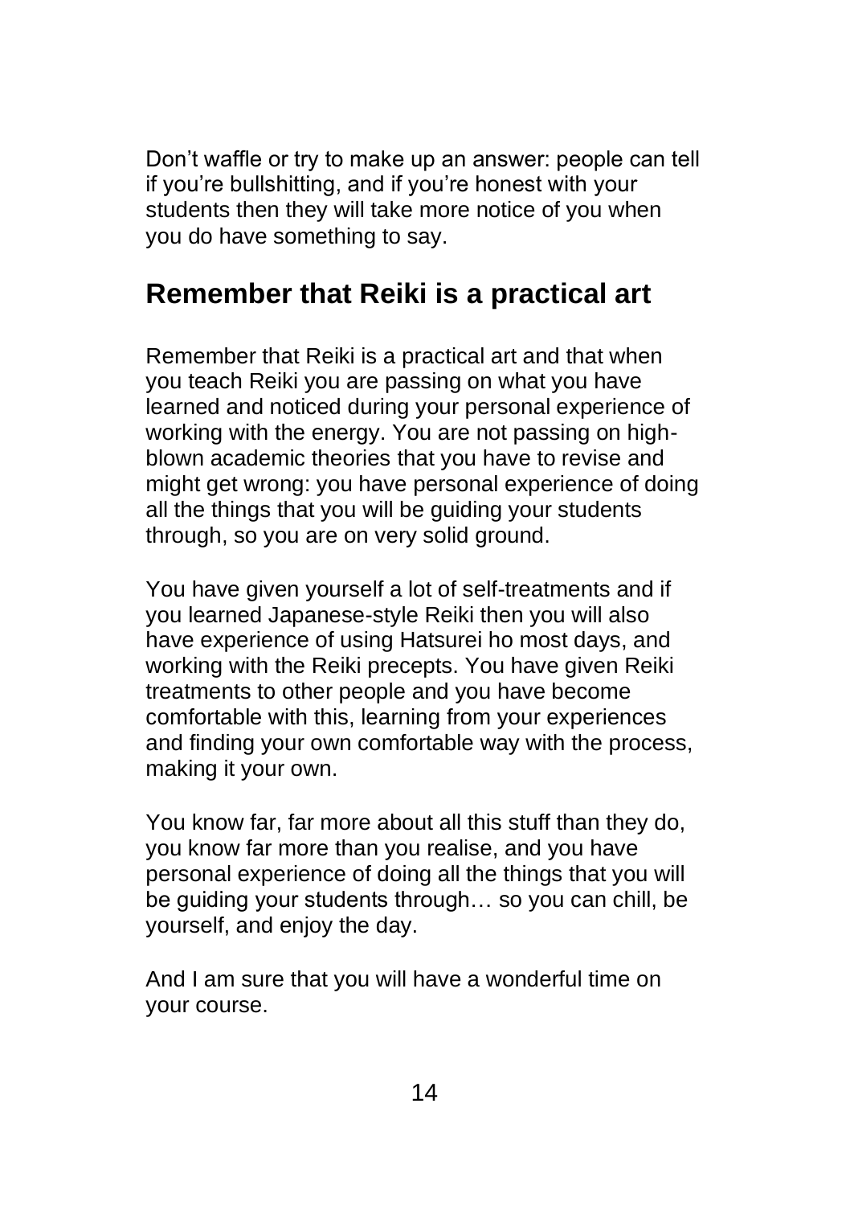Don’t waffle or try to make up an answer: people can tell if you’re bullshitting, and if you’re honest with your students then they will take more notice of you when you do have something to say.

## Remember that Reiki is a practical art

Remember that Reiki is a practical art and that when you teach Reiki you are passing on what you have learned and noticed during your personal experience of working with the energy. You are not passing on high-blown academic theories that you have to revise and might get wrong: you have personal experience of doing all the things that you will be guiding your students through, so you are on very solid ground.

You have given yourself a lot of self-treatments and if you learned Japanese-style Reiki then you will also have experience of using Hatsurei ho most days, and working with the Reiki precepts. You have given Reiki treatments to other people and you have become comfortable with this, learning from your experiences and finding your own comfortable way with the process, making it your own.

You know far, far more about all this stuff than they do, you know far more than you realise, and you have personal experience of doing all the things that you will be guiding your students through… so you can chill, be yourself, and enjoy the day.

And I am sure that you will have a wonderful time on your course.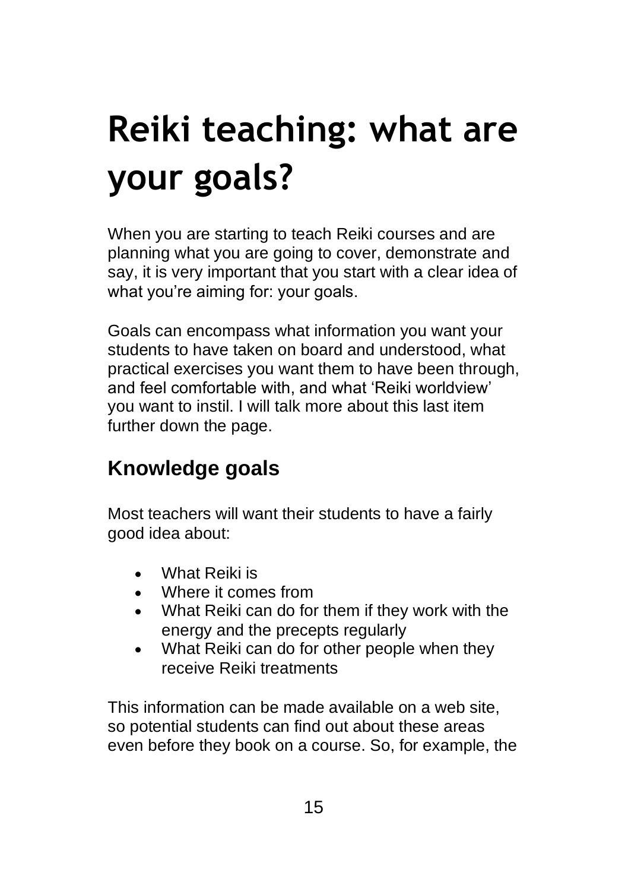# Reiki teaching: what are your goals?

When you are starting to teach Reiki courses and are planning what you are going to cover, demonstrate and say, it is very important that you start with a clear idea of what you're aiming for: your goals.

Goals can encompass what information you want your students to have taken on board and understood, what practical exercises you want them to have been through, and feel comfortable with, and what 'Reiki worldview' you want to instil. I will talk more about this last item further down the page.

## Knowledge goals

Most teachers will want their students to have a fairly good idea about:

- What Reiki is
- Where it comes from
- What Reiki can do for them if they work with the energy and the precepts regularly
- What Reiki can do for other people when they receive Reiki treatments

This information can be made available on a web site, so potential students can find out about these areas even before they book on a course. So, for example, the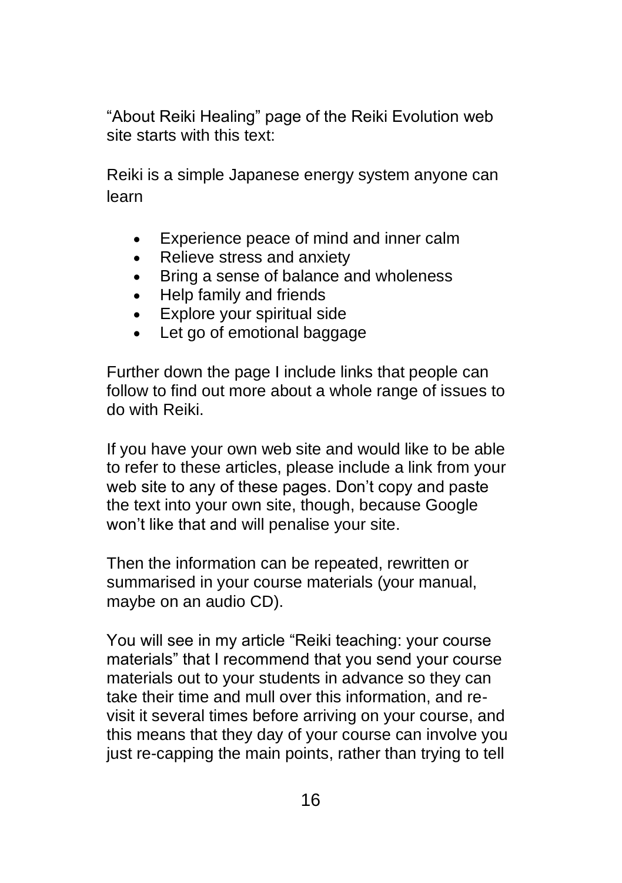"About Reiki Healing" page of the Reiki Evolution web site starts with this text:

Reiki is a simple Japanese energy system anyone can learn

- Experience peace of mind and inner calm
- Relieve stress and anxiety
- Bring a sense of balance and wholeness
- Help family and friends
- Explore your spiritual side
- Let go of emotional baggage

Further down the page I include links that people can follow to find out more about a whole range of issues to do with Reiki.

If you have your own web site and would like to be able to refer to these articles, please include a link from your web site to any of these pages. Don't copy and paste the text into your own site, though, because Google won't like that and will penalise your site.

Then the information can be repeated, rewritten or summarised in your course materials (your manual, maybe on an audio CD).

You will see in my article "Reiki teaching: your course materials" that I recommend that you send your course materials out to your students in advance so they can take their time and mull over this information, and re-visit it several times before arriving on your course, and this means that they day of your course can involve you just re-capping the main points, rather than trying to tell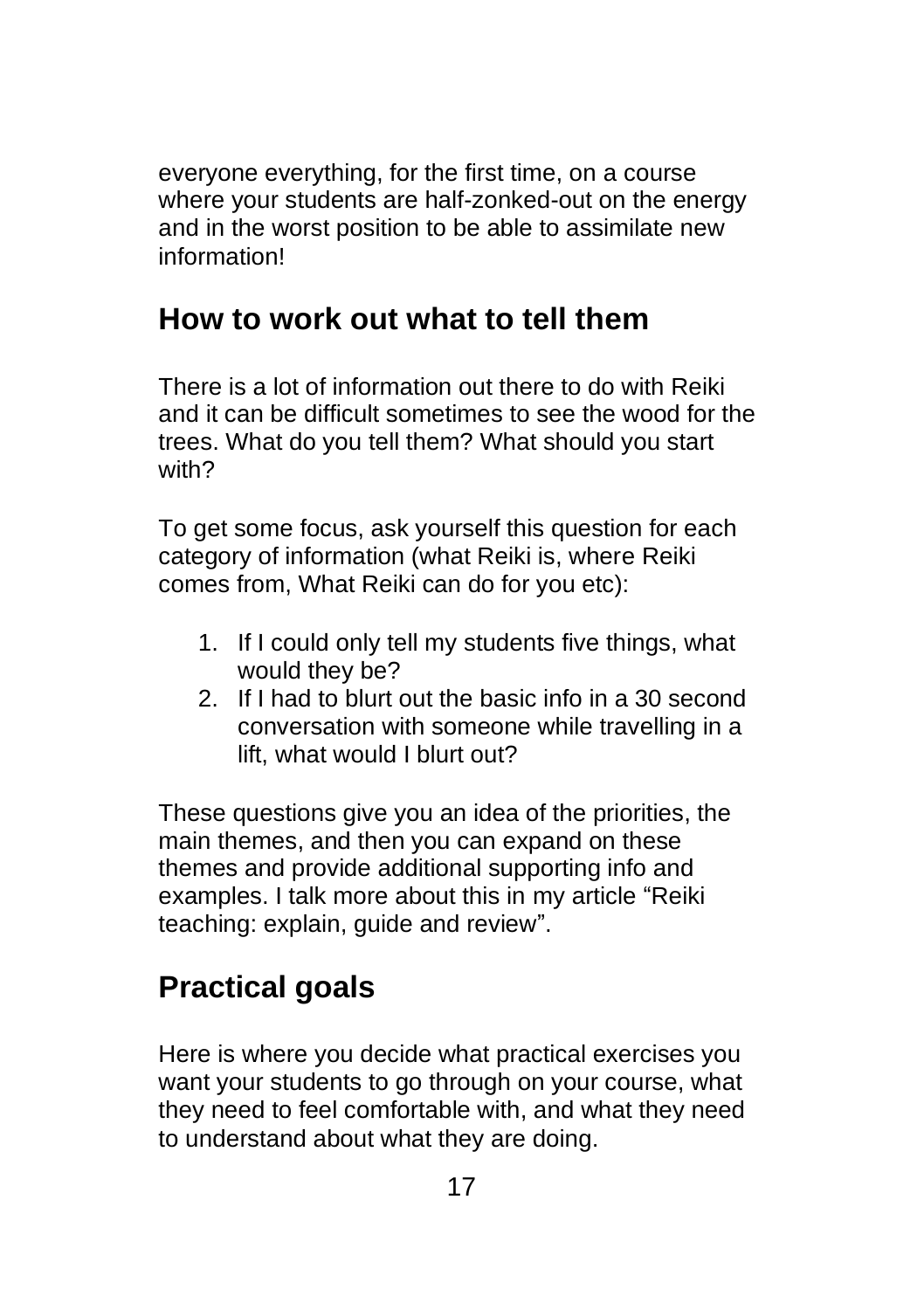everyone everything, for the first time, on a course where your students are half-zonked-out on the energy and in the worst position to be able to assimilate new information!

## How to work out what to tell them

There is a lot of information out there to do with Reiki and it can be difficult sometimes to see the wood for the trees. What do you tell them? What should you start with?

To get some focus, ask yourself this question for each category of information (what Reiki is, where Reiki comes from, What Reiki can do for you etc):

1. If I could only tell my students five things, what would they be?
2. If I had to blurt out the basic info in a 30 second conversation with someone while travelling in a lift, what would I blurt out?

These questions give you an idea of the priorities, the main themes, and then you can expand on these themes and provide additional supporting info and examples. I talk more about this in my article “Reiki teaching: explain, guide and review”.

## Practical goals

Here is where you decide what practical exercises you want your students to go through on your course, what they need to feel comfortable with, and what they need to understand about what they are doing.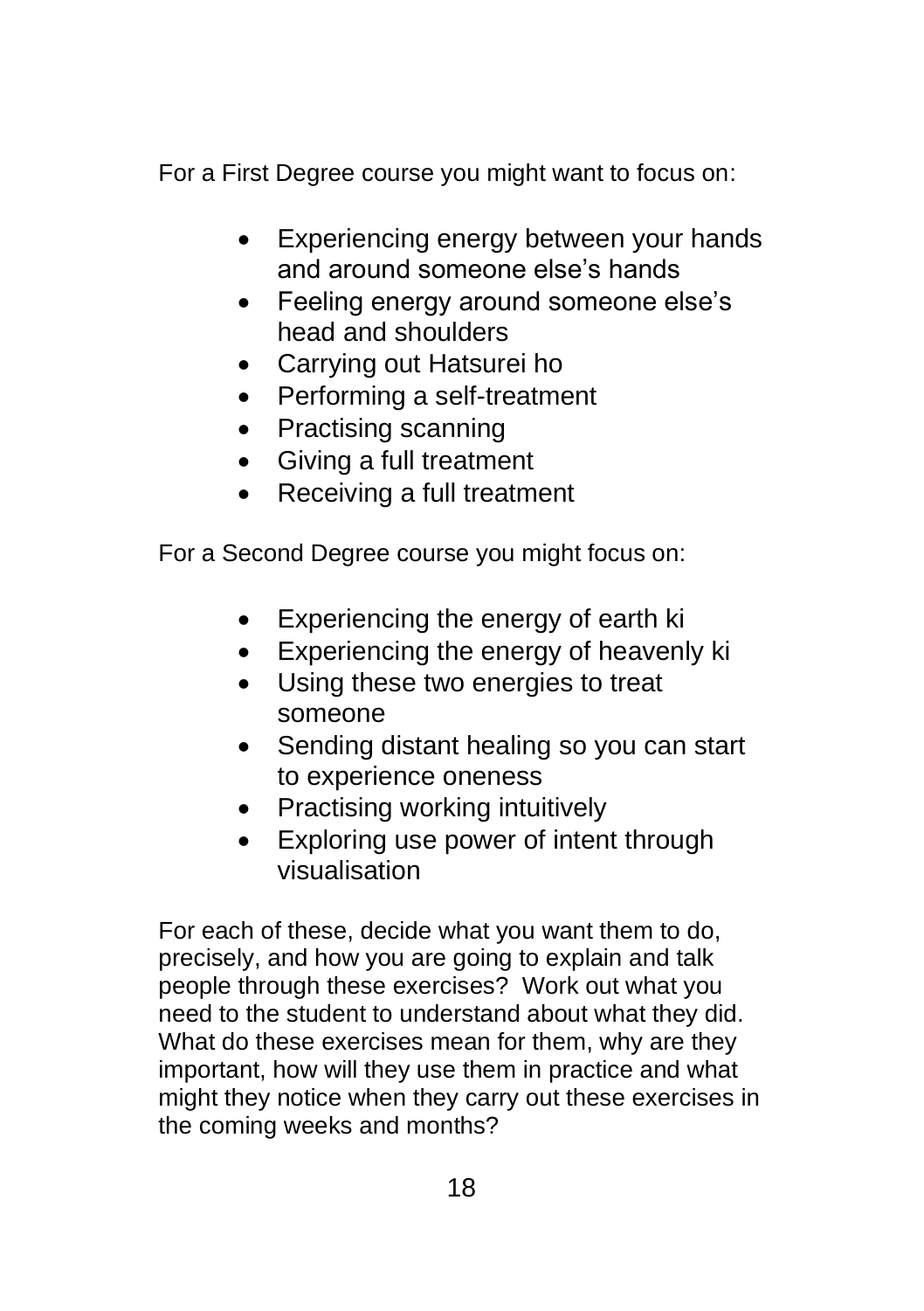For a First Degree course you might want to focus on:

- Experiencing energy between your hands and around someone else's hands
- Feeling energy around someone else's head and shoulders
- Carrying out Hatsurei ho
- Performing a self-treatment
- Practising scanning
- Giving a full treatment
- Receiving a full treatment

For a Second Degree course you might focus on:

- Experiencing the energy of earth ki
- Experiencing the energy of heavenly ki
- Using these two energies to treat someone
- Sending distant healing so you can start to experience oneness
- Practising working intuitively
- Exploring use power of intent through visualisation

For each of these, decide what you want them to do, precisely, and how you are going to explain and talk people through these exercises? Work out what you need to the student to understand about what they did. What do these exercises mean for them, why are they important, how will they use them in practice and what might they notice when they carry out these exercises in the coming weeks and months?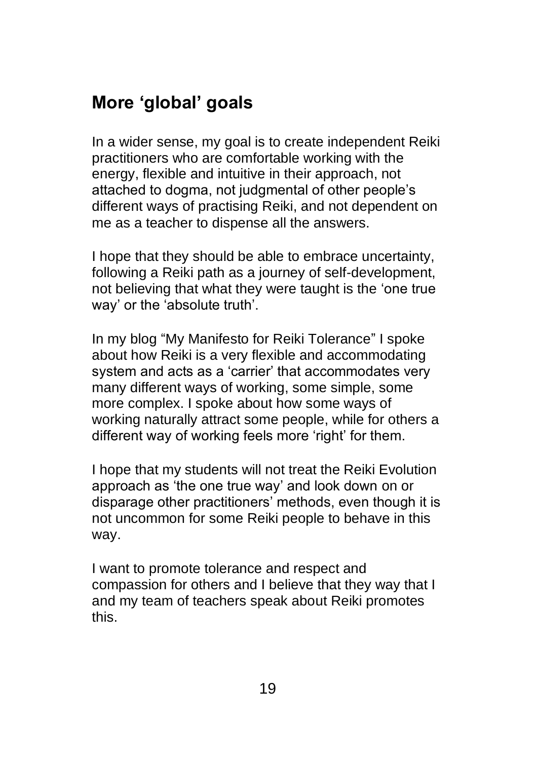## More 'global' goals

In a wider sense, my goal is to create independent Reiki practitioners who are comfortable working with the energy, flexible and intuitive in their approach, not attached to dogma, not judgmental of other people's different ways of practising Reiki, and not dependent on me as a teacher to dispense all the answers.

I hope that they should be able to embrace uncertainty, following a Reiki path as a journey of self-development, not believing that what they were taught is the 'one true way' or the 'absolute truth'.

In my blog "My Manifesto for Reiki Tolerance" I spoke about how Reiki is a very flexible and accommodating system and acts as a 'carrier' that accommodates very many different ways of working, some simple, some more complex. I spoke about how some ways of working naturally attract some people, while for others a different way of working feels more 'right' for them.

I hope that my students will not treat the Reiki Evolution approach as 'the one true way' and look down on or disparage other practitioners' methods, even though it is not uncommon for some Reiki people to behave in this way.

I want to promote tolerance and respect and compassion for others and I believe that they way that I and my team of teachers speak about Reiki promotes this.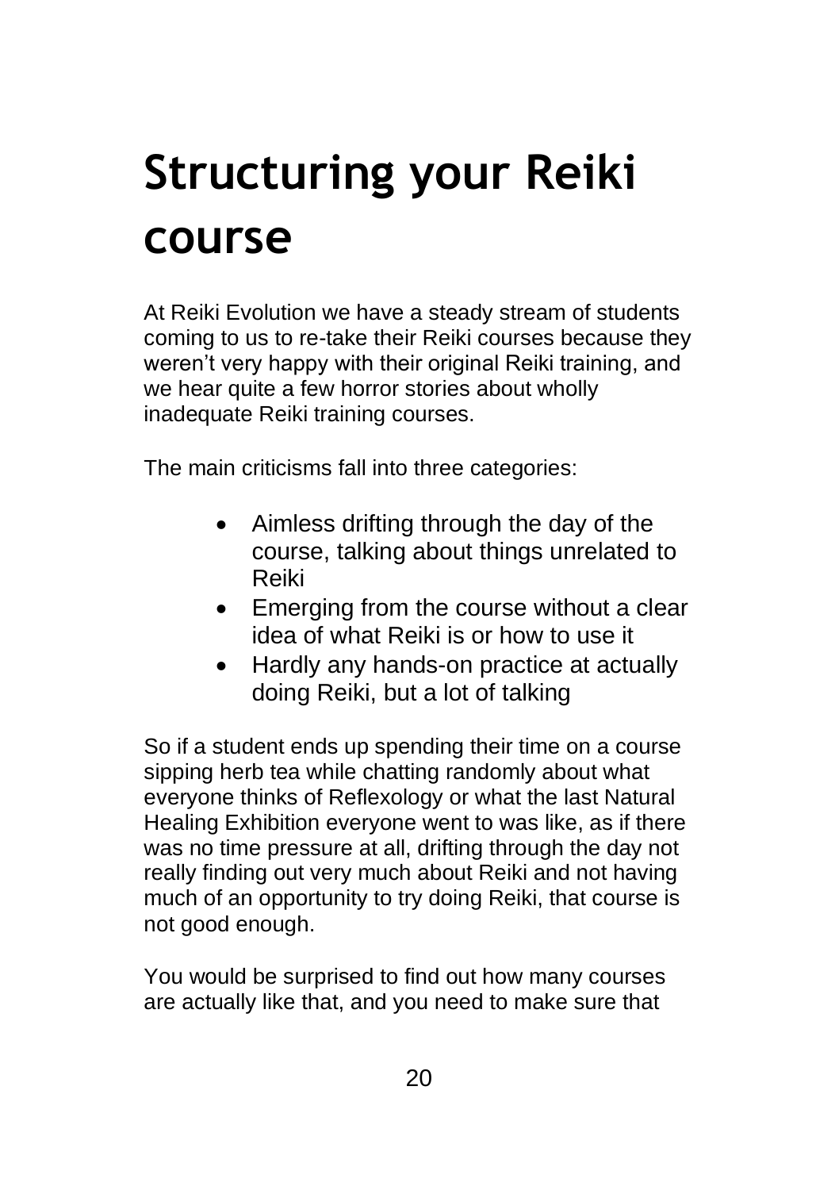# Structuring your Reiki course

At Reiki Evolution we have a steady stream of students coming to us to re-take their Reiki courses because they weren't very happy with their original Reiki training, and we hear quite a few horror stories about wholly inadequate Reiki training courses.

The main criticisms fall into three categories:

- Aimless drifting through the day of the course, talking about things unrelated to Reiki
- Emerging from the course without a clear idea of what Reiki is or how to use it
- Hardly any hands-on practice at actually doing Reiki, but a lot of talking

So if a student ends up spending their time on a course sipping herb tea while chatting randomly about what everyone thinks of Reflexology or what the last Natural Healing Exhibition everyone went to was like, as if there was no time pressure at all, drifting through the day not really finding out very much about Reiki and not having much of an opportunity to try doing Reiki, that course is not good enough.

You would be surprised to find out how many courses are actually like that, and you need to make sure that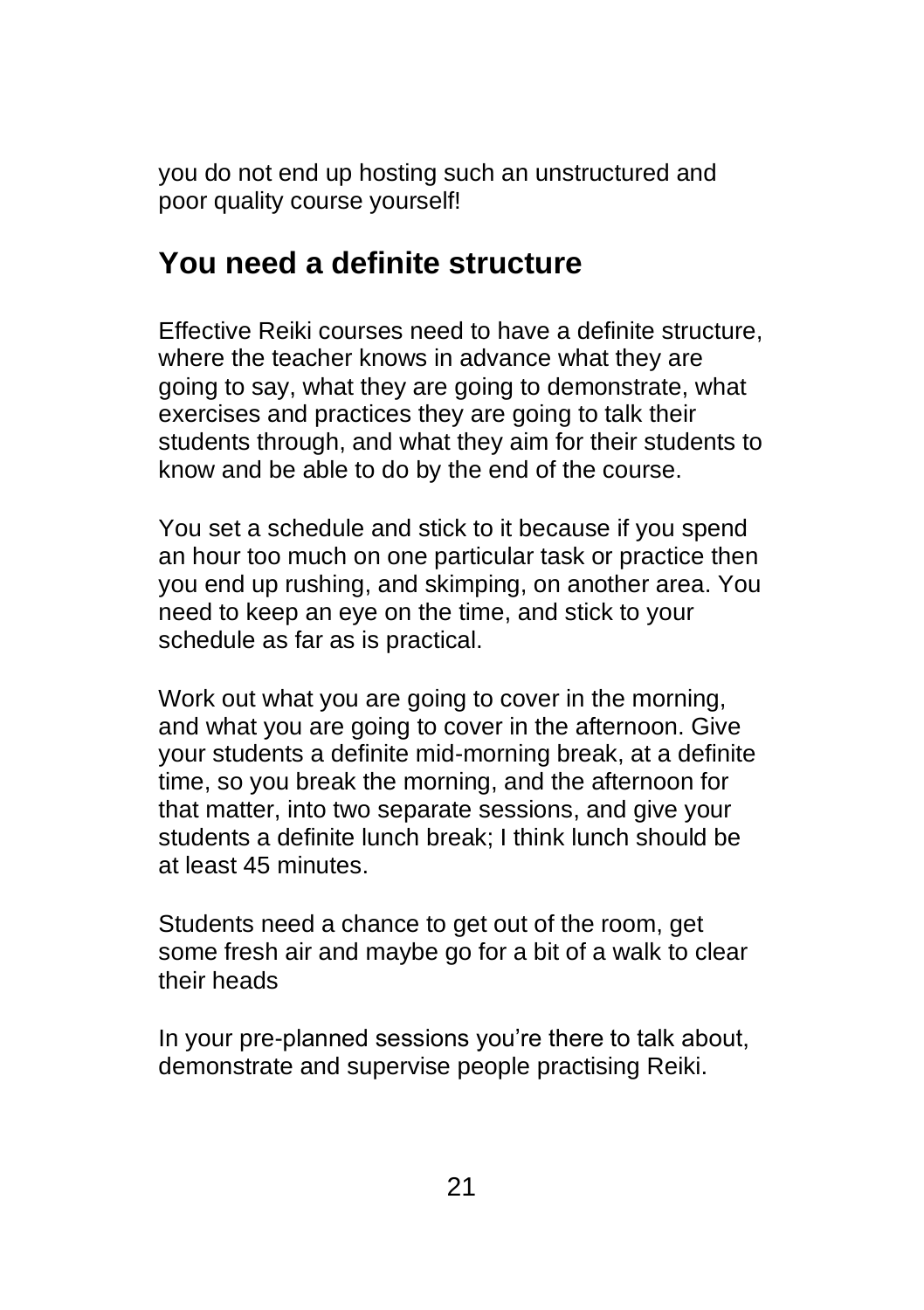you do not end up hosting such an unstructured and poor quality course yourself!

## You need a definite structure

Effective Reiki courses need to have a definite structure, where the teacher knows in advance what they are going to say, what they are going to demonstrate, what exercises and practices they are going to talk their students through, and what they aim for their students to know and be able to do by the end of the course.

You set a schedule and stick to it because if you spend an hour too much on one particular task or practice then you end up rushing, and skimping, on another area. You need to keep an eye on the time, and stick to your schedule as far as is practical.

Work out what you are going to cover in the morning, and what you are going to cover in the afternoon. Give your students a definite mid-morning break, at a definite time, so you break the morning, and the afternoon for that matter, into two separate sessions, and give your students a definite lunch break; I think lunch should be at least 45 minutes.

Students need a chance to get out of the room, get some fresh air and maybe go for a bit of a walk to clear their heads

In your pre-planned sessions you're there to talk about, demonstrate and supervise people practising Reiki.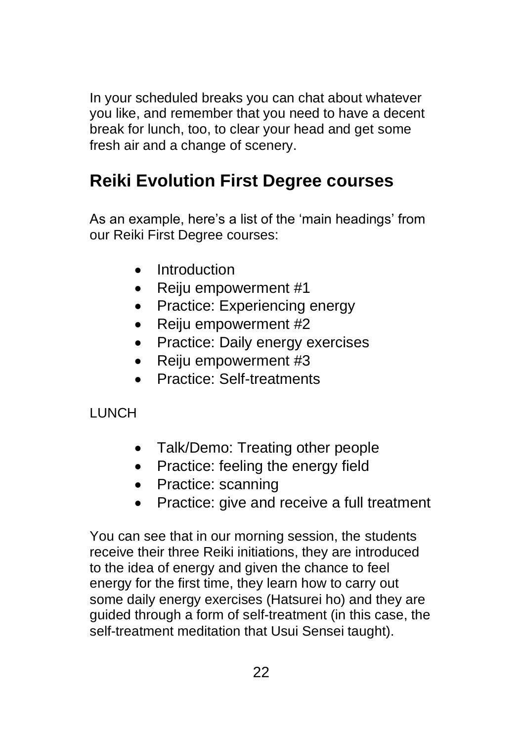In your scheduled breaks you can chat about whatever you like, and remember that you need to have a decent break for lunch, too, to clear your head and get some fresh air and a change of scenery.

## Reiki Evolution First Degree courses

As an example, here's a list of the 'main headings' from our Reiki First Degree courses:

- Introduction
- Reiju empowerment #1
- Practice: Experiencing energy
- Reiju empowerment #2
- Practice: Daily energy exercises
- Reiju empowerment #3
- Practice: Self-treatments

LUNCH

- Talk/Demo: Treating other people
- Practice: feeling the energy field
- Practice: scanning
- Practice: give and receive a full treatment

You can see that in our morning session, the students receive their three Reiki initiations, they are introduced to the idea of energy and given the chance to feel energy for the first time, they learn how to carry out some daily energy exercises (Hatsurei ho) and they are guided through a form of self-treatment (in this case, the self-treatment meditation that Usui Sensei taught).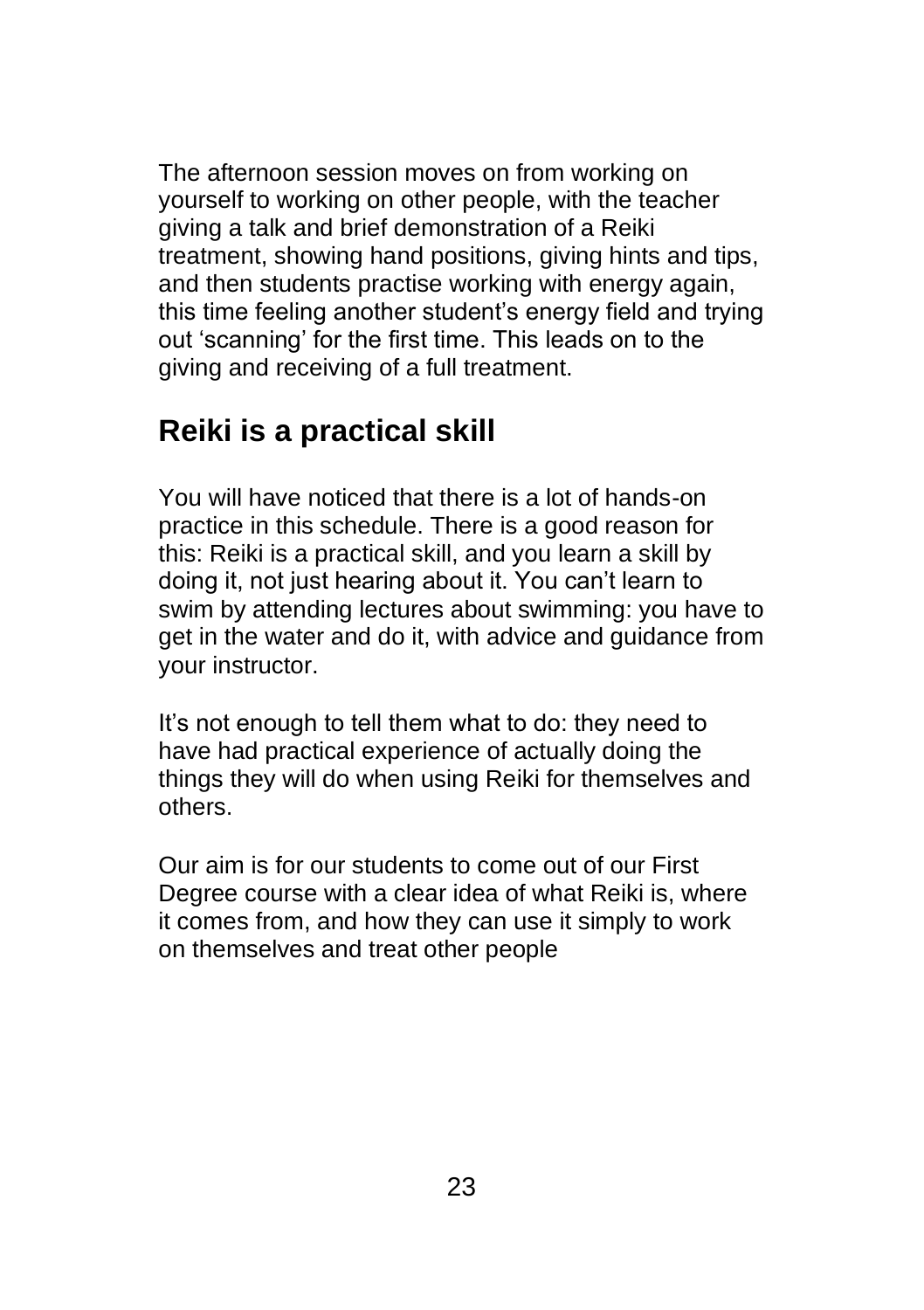The afternoon session moves on from working on yourself to working on other people, with the teacher giving a talk and brief demonstration of a Reiki treatment, showing hand positions, giving hints and tips, and then students practise working with energy again, this time feeling another student's energy field and trying out 'scanning' for the first time. This leads on to the giving and receiving of a full treatment.

## Reiki is a practical skill

You will have noticed that there is a lot of hands-on practice in this schedule. There is a good reason for this: Reiki is a practical skill, and you learn a skill by doing it, not just hearing about it. You can't learn to swim by attending lectures about swimming: you have to get in the water and do it, with advice and guidance from your instructor.

It's not enough to tell them what to do: they need to have had practical experience of actually doing the things they will do when using Reiki for themselves and others.

Our aim is for our students to come out of our First Degree course with a clear idea of what Reiki is, where it comes from, and how they can use it simply to work on themselves and treat other people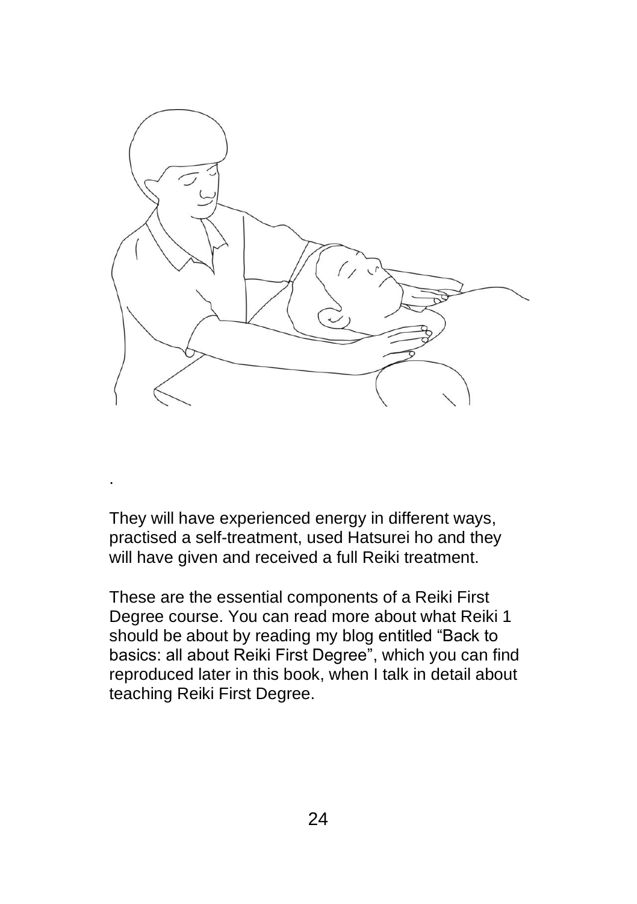.

They will have experienced energy in different ways, practised a self-treatment, used Hatsurei ho and they will have given and received a full Reiki treatment.

These are the essential components of a Reiki First Degree course. You can read more about what Reiki 1 should be about by reading my blog entitled "Back to basics: all about Reiki First Degree", which you can find reproduced later in this book, when I talk in detail about teaching Reiki First Degree.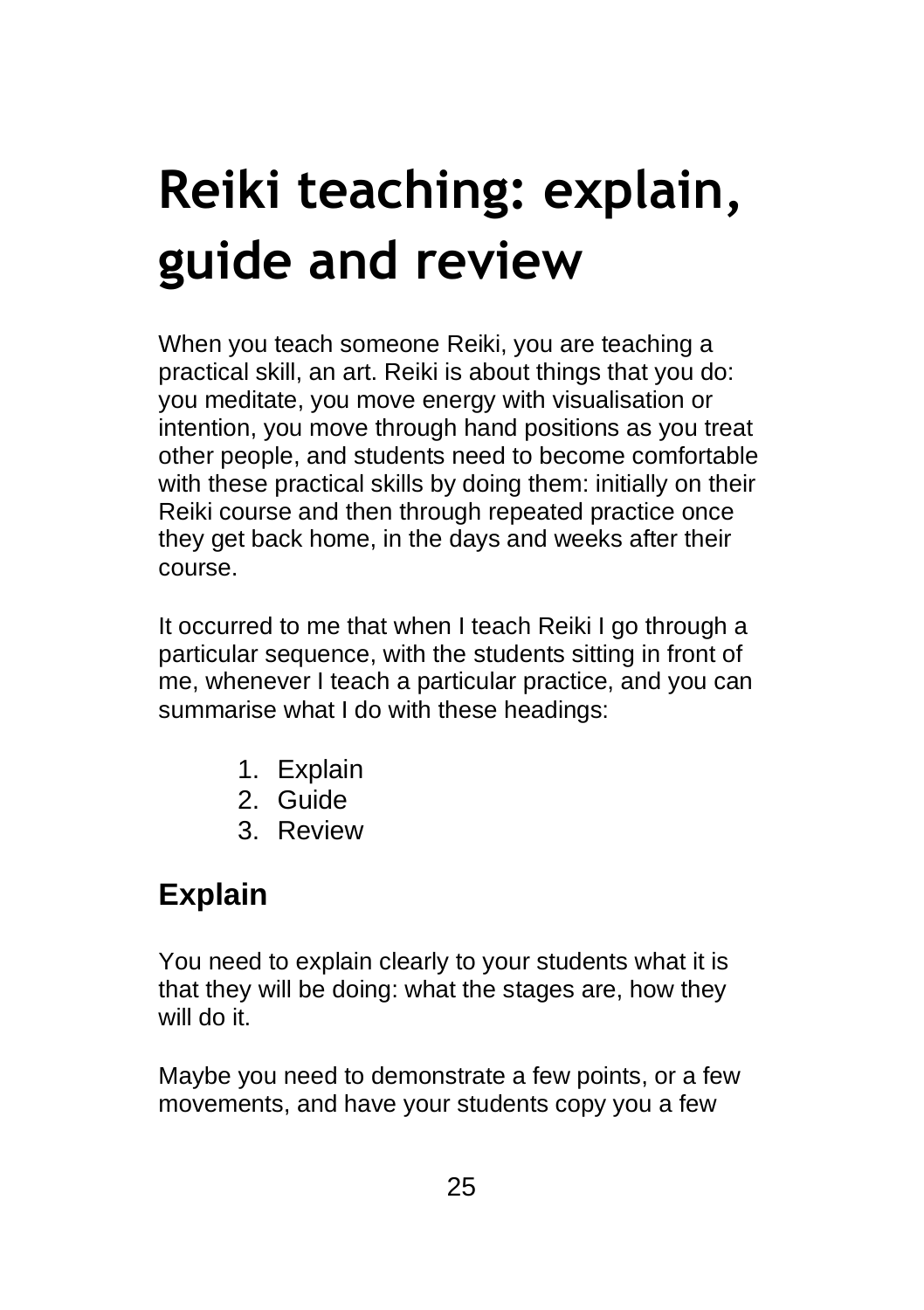# Reiki teaching: explain, guide and review

When you teach someone Reiki, you are teaching a practical skill, an art. Reiki is about things that you do: you meditate, you move energy with visualisation or intention, you move through hand positions as you treat other people, and students need to become comfortable with these practical skills by doing them: initially on their Reiki course and then through repeated practice once they get back home, in the days and weeks after their course.

It occurred to me that when I teach Reiki I go through a particular sequence, with the students sitting in front of me, whenever I teach a particular practice, and you can summarise what I do with these headings:

1. Explain
2. Guide
3. Review

## Explain

You need to explain clearly to your students what it is that they will be doing: what the stages are, how they will do it.

Maybe you need to demonstrate a few points, or a few movements, and have your students copy you a few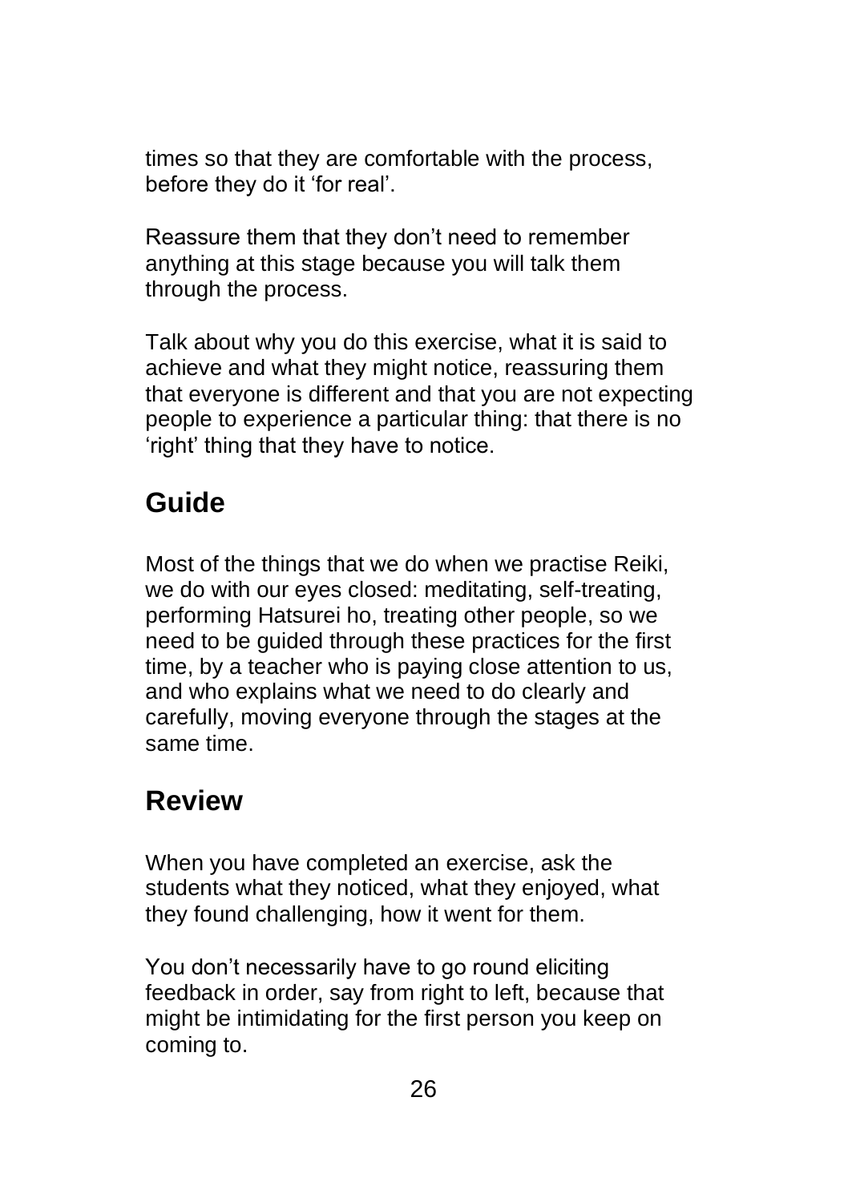times so that they are comfortable with the process, before they do it ‘for real’.

Reassure them that they don’t need to remember anything at this stage because you will talk them through the process.

Talk about why you do this exercise, what it is said to achieve and what they might notice, reassuring them that everyone is different and that you are not expecting people to experience a particular thing: that there is no ‘right’ thing that they have to notice.

## Guide

Most of the things that we do when we practise Reiki, we do with our eyes closed: meditating, self-treating, performing Hatsurei ho, treating other people, so we need to be guided through these practices for the first time, by a teacher who is paying close attention to us, and who explains what we need to do clearly and carefully, moving everyone through the stages at the same time.

## Review

When you have completed an exercise, ask the students what they noticed, what they enjoyed, what they found challenging, how it went for them.

You don’t necessarily have to go round eliciting feedback in order, say from right to left, because that might be intimidating for the first person you keep on coming to.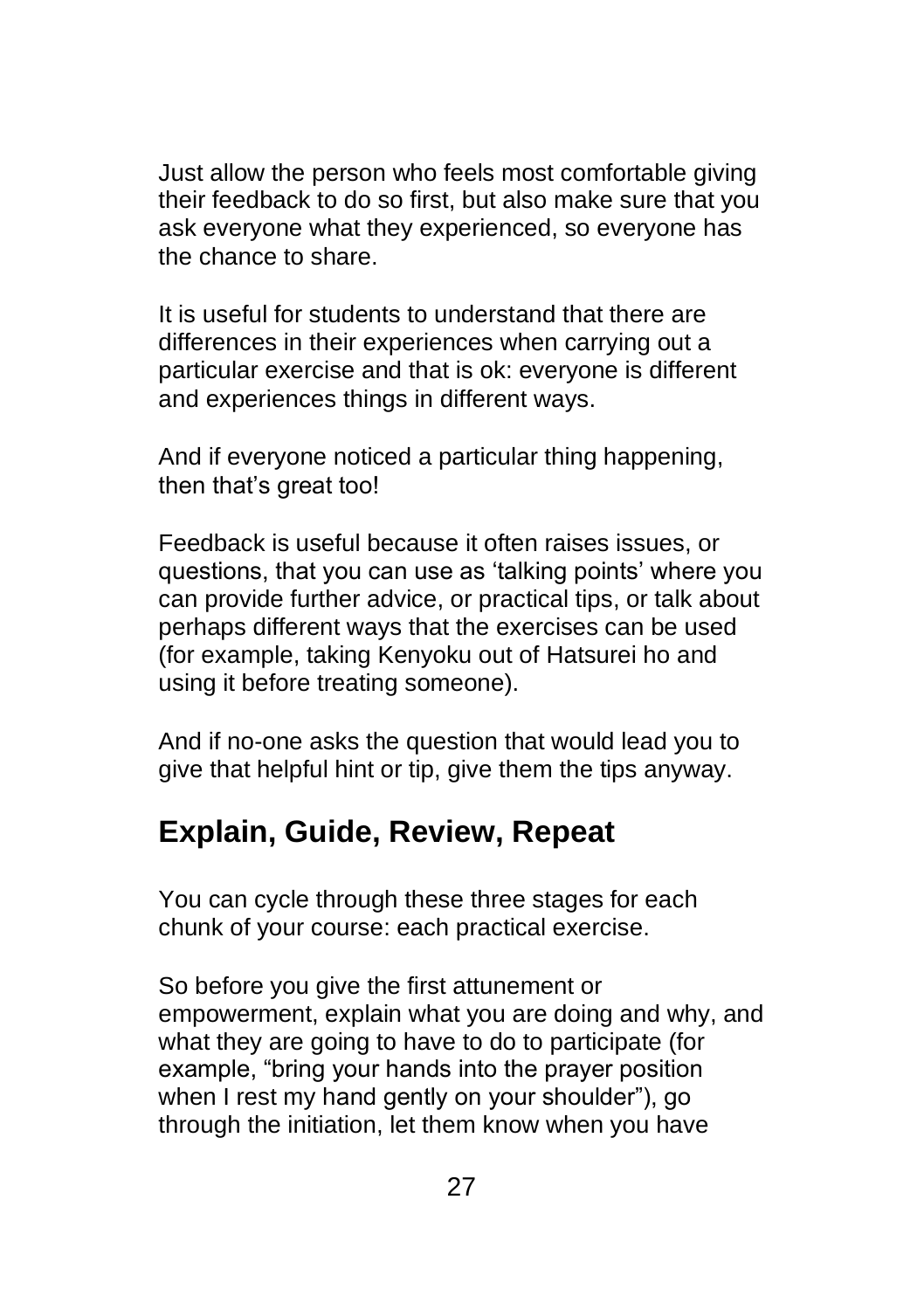Just allow the person who feels most comfortable giving their feedback to do so first, but also make sure that you ask everyone what they experienced, so everyone has the chance to share.

It is useful for students to understand that there are differences in their experiences when carrying out a particular exercise and that is ok: everyone is different and experiences things in different ways.

And if everyone noticed a particular thing happening, then that's great too!

Feedback is useful because it often raises issues, or questions, that you can use as 'talking points' where you can provide further advice, or practical tips, or talk about perhaps different ways that the exercises can be used (for example, taking Kenyoku out of Hatsurei ho and using it before treating someone).

And if no-one asks the question that would lead you to give that helpful hint or tip, give them the tips anyway.

## Explain, Guide, Review, Repeat

You can cycle through these three stages for each chunk of your course: each practical exercise.

So before you give the first attunement or empowerment, explain what you are doing and why, and what they are going to have to do to participate (for example, "bring your hands into the prayer position when I rest my hand gently on your shoulder"), go through the initiation, let them know when you have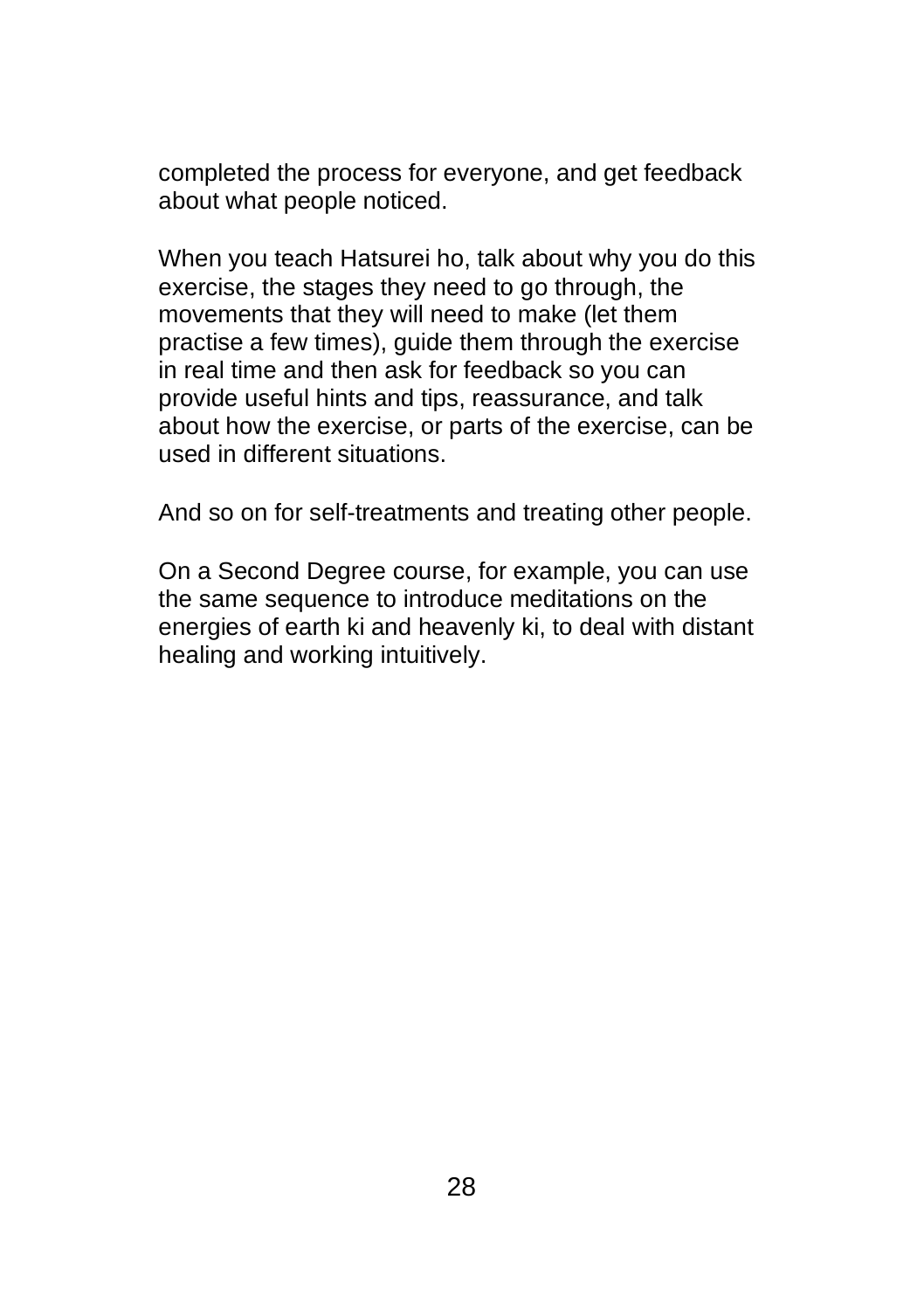completed the process for everyone, and get feedback about what people noticed.

When you teach Hatsurei ho, talk about why you do this exercise, the stages they need to go through, the movements that they will need to make (let them practise a few times), guide them through the exercise in real time and then ask for feedback so you can provide useful hints and tips, reassurance, and talk about how the exercise, or parts of the exercise, can be used in different situations.

And so on for self-treatments and treating other people.

On a Second Degree course, for example, you can use the same sequence to introduce meditations on the energies of earth ki and heavenly ki, to deal with distant healing and working intuitively.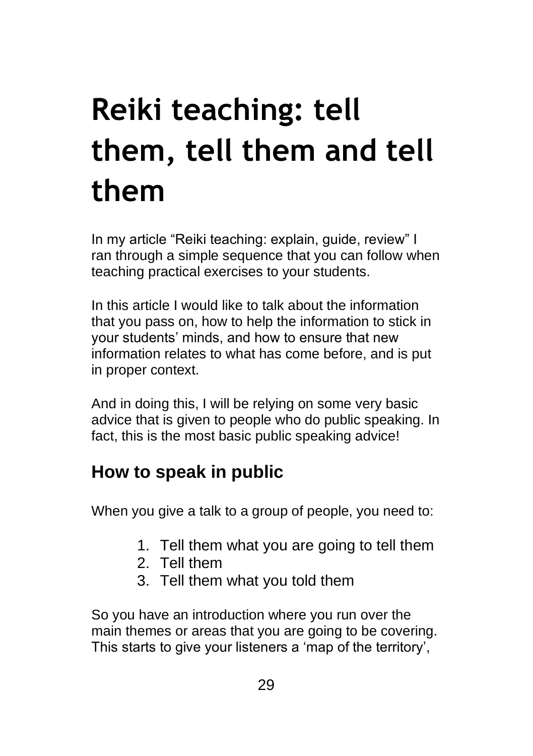# Reiki teaching: tell them, tell them and tell them

In my article “Reiki teaching: explain, guide, review” I ran through a simple sequence that you can follow when teaching practical exercises to your students.

In this article I would like to talk about the information that you pass on, how to help the information to stick in your students’ minds, and how to ensure that new information relates to what has come before, and is put in proper context.

And in doing this, I will be relying on some very basic advice that is given to people who do public speaking. In fact, this is the most basic public speaking advice!

## How to speak in public

When you give a talk to a group of people, you need to:

1. Tell them what you are going to tell them
2. Tell them
3. Tell them what you told them

So you have an introduction where you run over the main themes or areas that you are going to be covering. This starts to give your listeners a ‘map of the territory’,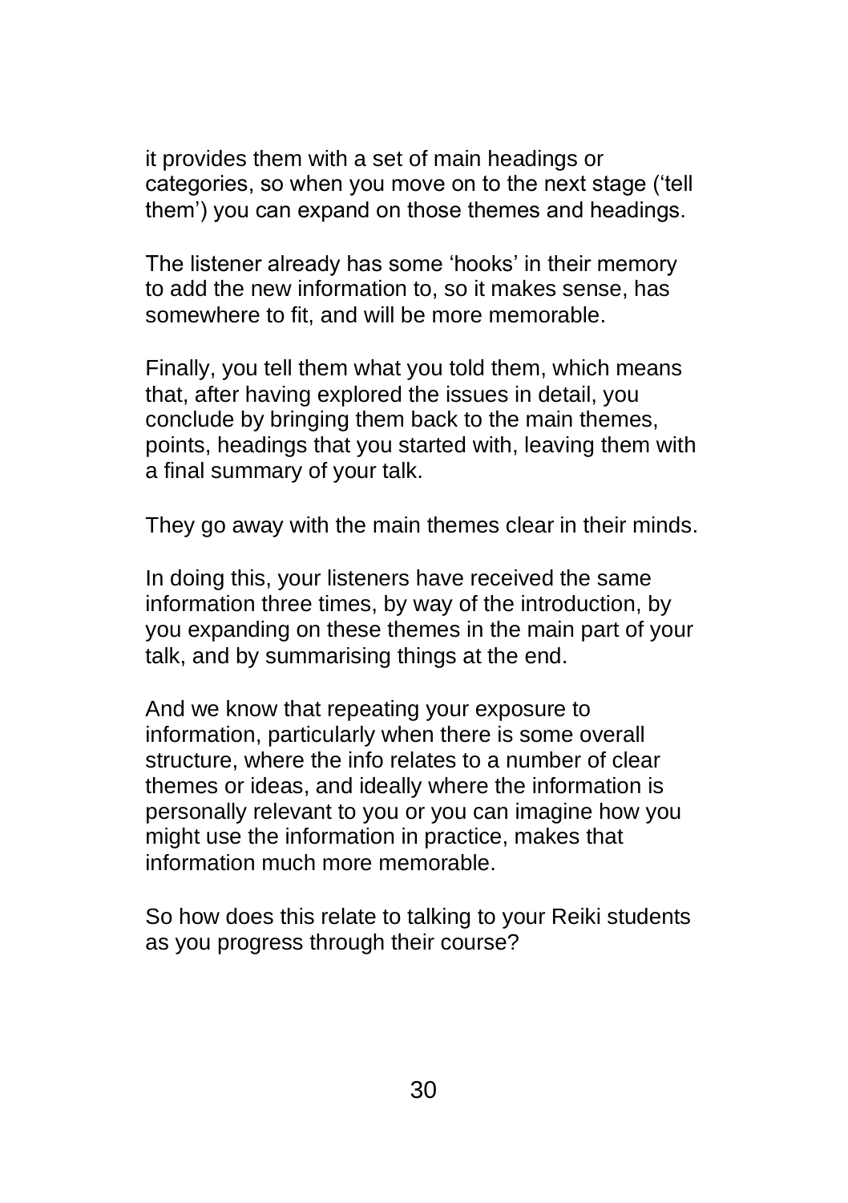it provides them with a set of main headings or categories, so when you move on to the next stage ('tell them') you can expand on those themes and headings.

The listener already has some 'hooks' in their memory to add the new information to, so it makes sense, has somewhere to fit, and will be more memorable.

Finally, you tell them what you told them, which means that, after having explored the issues in detail, you conclude by bringing them back to the main themes, points, headings that you started with, leaving them with a final summary of your talk.

They go away with the main themes clear in their minds.

In doing this, your listeners have received the same information three times, by way of the introduction, by you expanding on these themes in the main part of your talk, and by summarising things at the end.

And we know that repeating your exposure to information, particularly when there is some overall structure, where the info relates to a number of clear themes or ideas, and ideally where the information is personally relevant to you or you can imagine how you might use the information in practice, makes that information much more memorable.

So how does this relate to talking to your Reiki students as you progress through their course?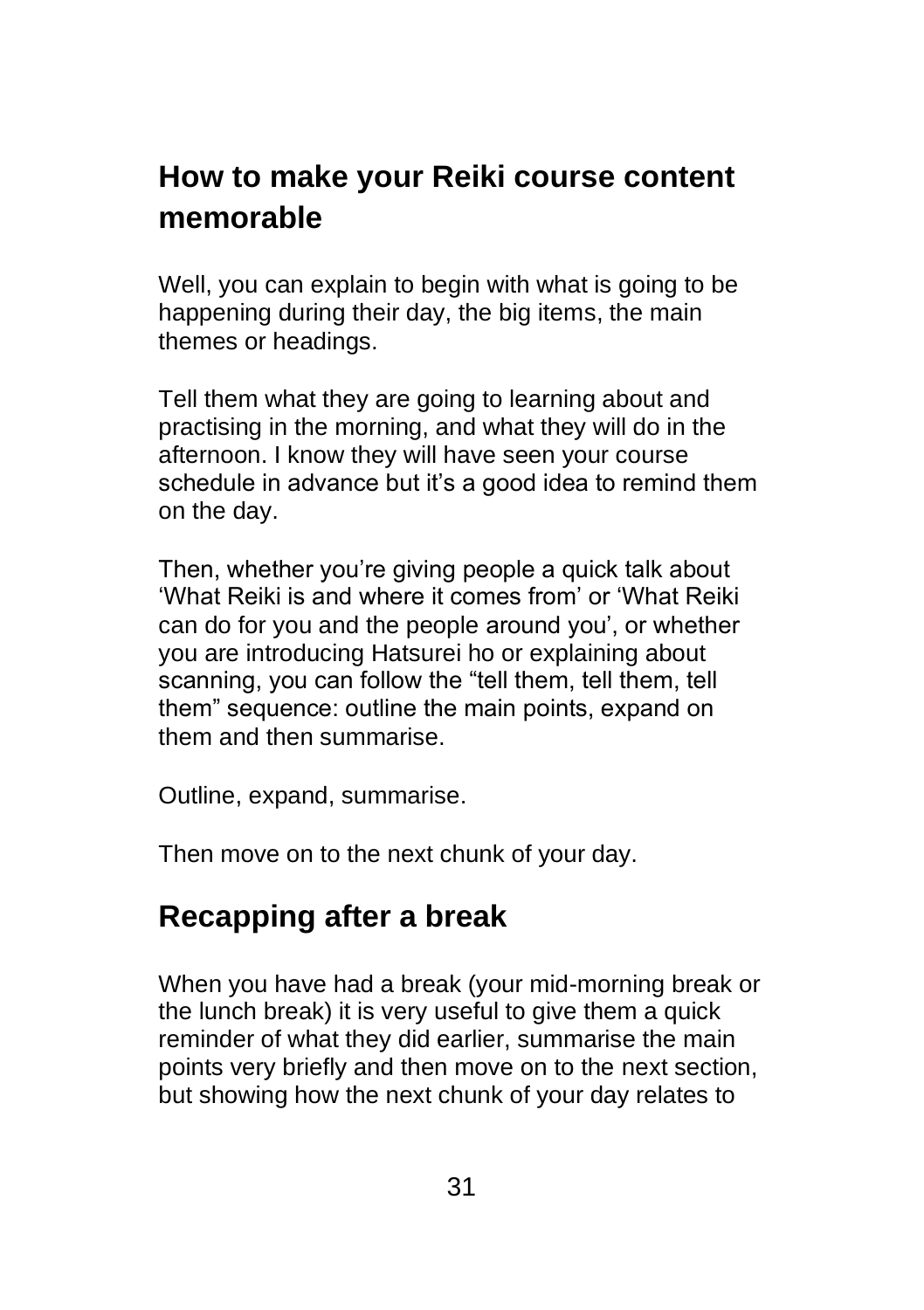## How to make your Reiki course content memorable

Well, you can explain to begin with what is going to be happening during their day, the big items, the main themes or headings.

Tell them what they are going to learning about and practising in the morning, and what they will do in the afternoon. I know they will have seen your course schedule in advance but it's a good idea to remind them on the day.

Then, whether you're giving people a quick talk about 'What Reiki is and where it comes from' or 'What Reiki can do for you and the people around you', or whether you are introducing Hatsurei ho or explaining about scanning, you can follow the "tell them, tell them, tell them" sequence: outline the main points, expand on them and then summarise.

Outline, expand, summarise.

Then move on to the next chunk of your day.

## Recapping after a break

When you have had a break (your mid-morning break or the lunch break) it is very useful to give them a quick reminder of what they did earlier, summarise the main points very briefly and then move on to the next section, but showing how the next chunk of your day relates to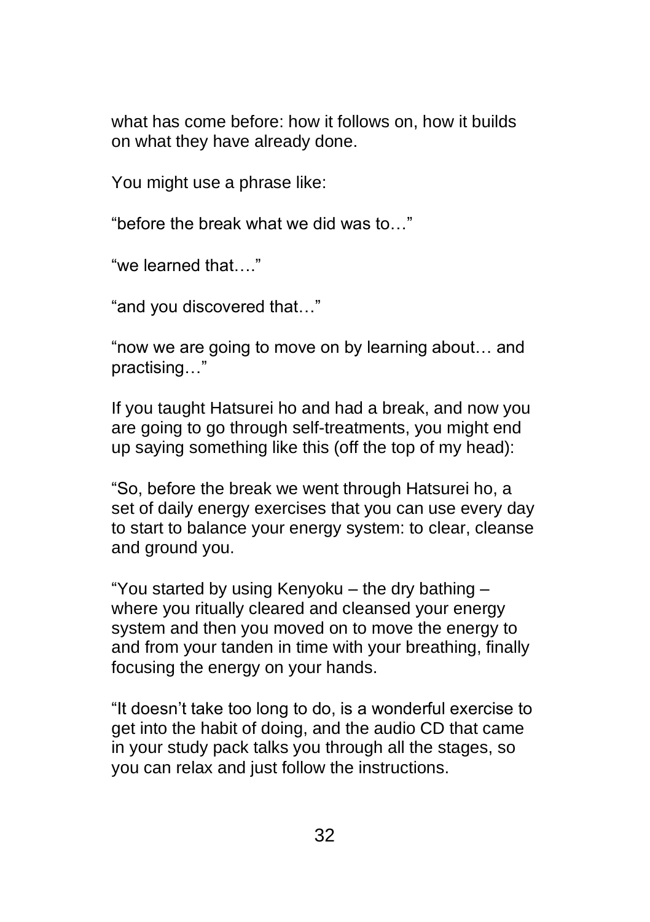what has come before: how it follows on, how it builds on what they have already done.

You might use a phrase like:

“before the break what we did was to…”

“we learned that….”

“and you discovered that…”

“now we are going to move on by learning about… and practising…”

If you taught Hatsurei ho and had a break, and now you are going to go through self-treatments, you might end up saying something like this (off the top of my head):

“So, before the break we went through Hatsurei ho, a set of daily energy exercises that you can use every day to start to balance your energy system: to clear, cleanse and ground you.

“You started by using Kenyoku – the dry bathing – where you ritually cleared and cleansed your energy system and then you moved on to move the energy to and from your tanden in time with your breathing, finally focusing the energy on your hands.

“It doesn’t take too long to do, is a wonderful exercise to get into the habit of doing, and the audio CD that came in your study pack talks you through all the stages, so you can relax and just follow the instructions.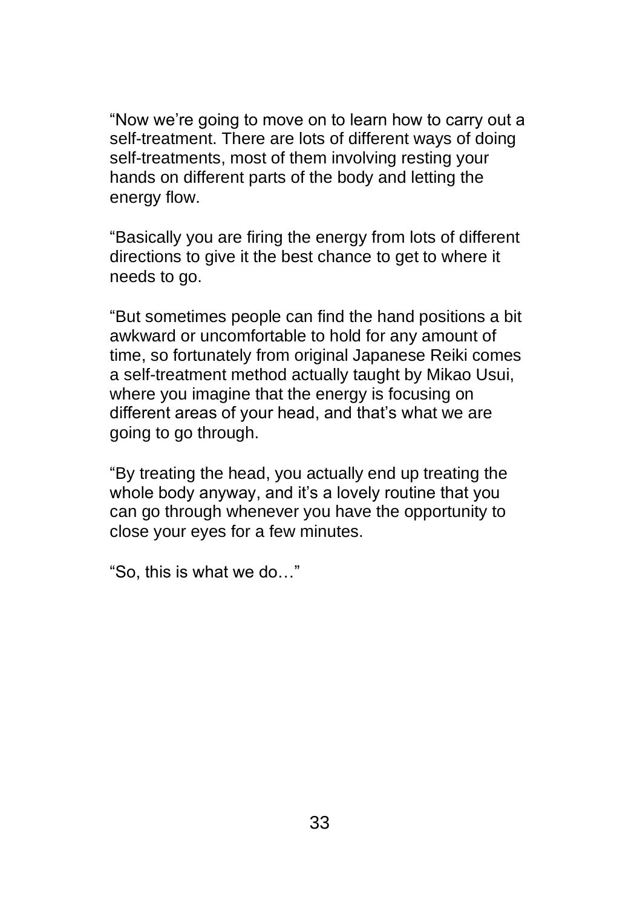“Now we’re going to move on to learn how to carry out a self-treatment. There are lots of different ways of doing self-treatments, most of them involving resting your hands on different parts of the body and letting the energy flow.

“Basically you are firing the energy from lots of different directions to give it the best chance to get to where it needs to go.

“But sometimes people can find the hand positions a bit awkward or uncomfortable to hold for any amount of time, so fortunately from original Japanese Reiki comes a self-treatment method actually taught by Mikao Usui, where you imagine that the energy is focusing on different areas of your head, and that’s what we are going to go through.

“By treating the head, you actually end up treating the whole body anyway, and it’s a lovely routine that you can go through whenever you have the opportunity to close your eyes for a few minutes.

“So, this is what we do…”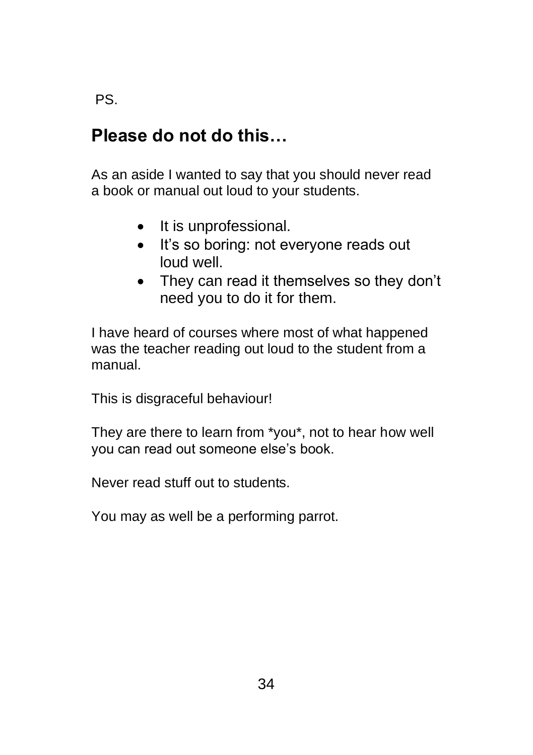PS.

## Please do not do this…

As an aside I wanted to say that you should never read a book or manual out loud to your students.

- It is unprofessional.
- It's so boring: not everyone reads out loud well.
- They can read it themselves so they don't need you to do it for them.

I have heard of courses where most of what happened was the teacher reading out loud to the student from a manual.

This is disgraceful behaviour!

They are there to learn from *you*, not to hear how well you can read out someone else's book.

Never read stuff out to students.

You may as well be a performing parrot.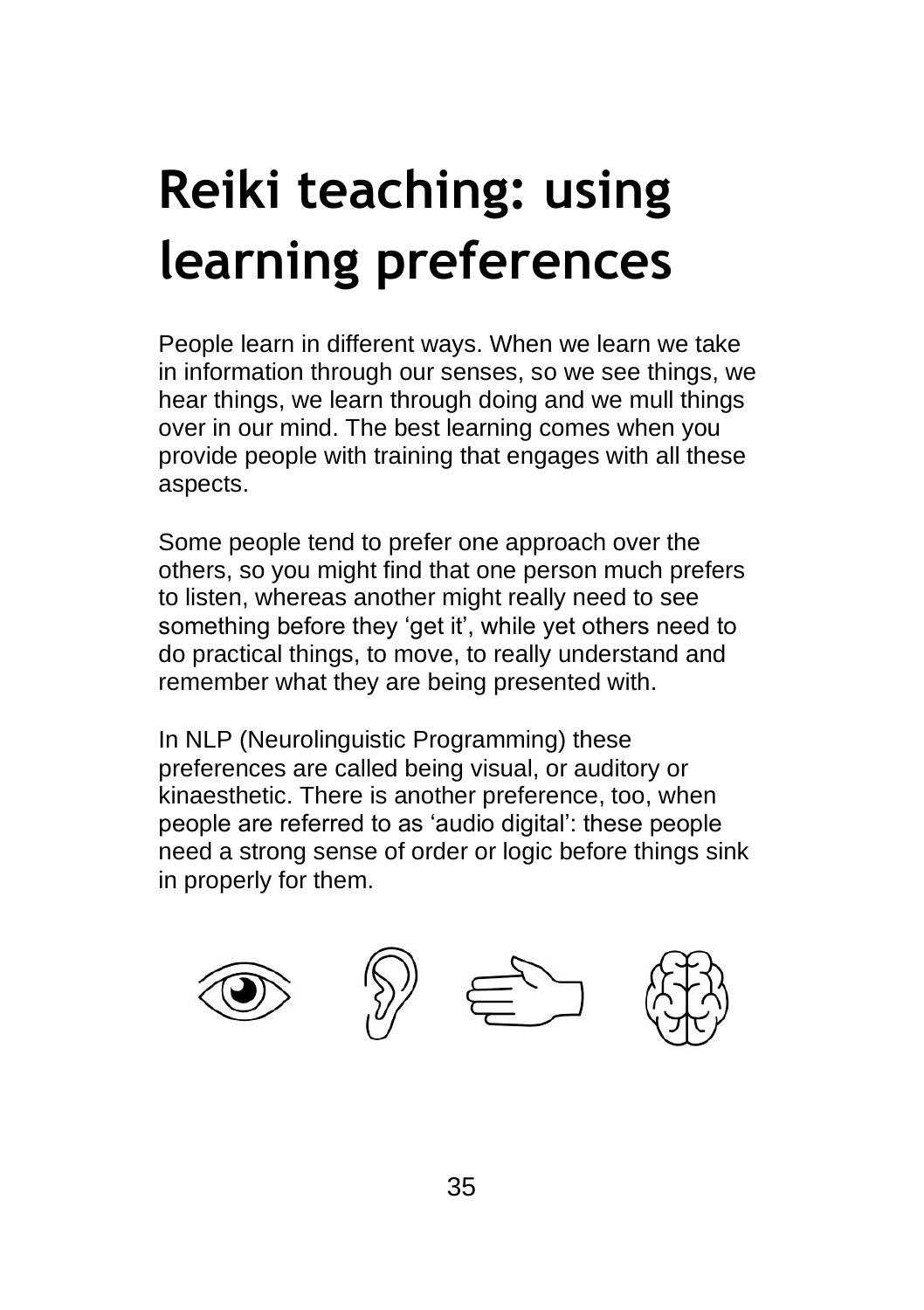# Reiki teaching: using learning preferences

People learn in different ways. When we learn we take in information through our senses, so we see things, we hear things, we learn through doing and we mull things over in our mind. The best learning comes when you provide people with training that engages with all these aspects.

Some people tend to prefer one approach over the others, so you might find that one person much prefers to listen, whereas another might really need to see something before they 'get it', while yet others need to do practical things, to move, to really understand and remember what they are being presented with.

In NLP (Neurolinguistic Programming) these preferences are called being visual, or auditory or kinaesthetic. There is another preference, too, when people are referred to as 'audio digital': these people need a strong sense of order or logic before things sink in properly for them.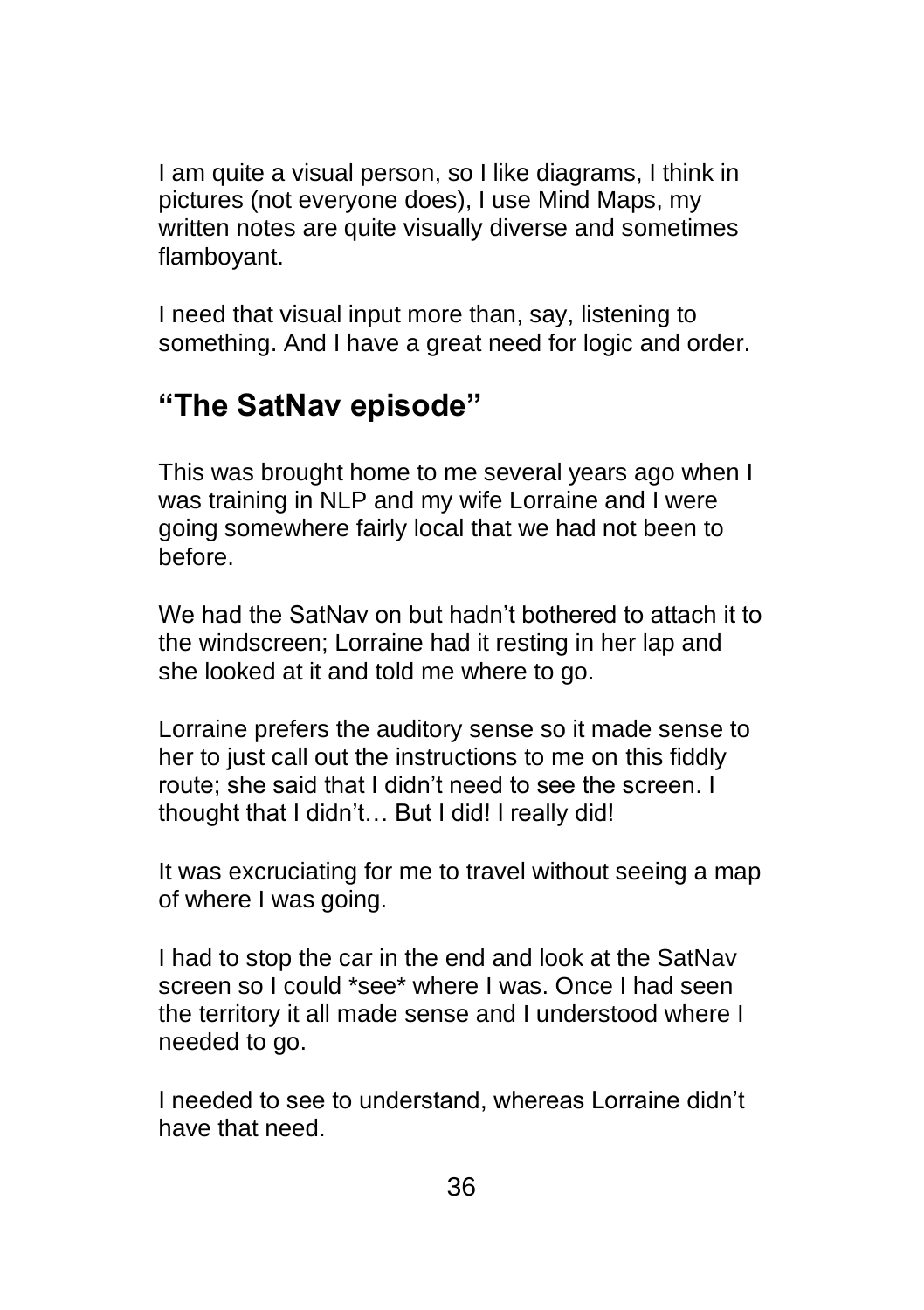I am quite a visual person, so I like diagrams, I think in pictures (not everyone does), I use Mind Maps, my written notes are quite visually diverse and sometimes flamboyant.

I need that visual input more than, say, listening to something. And I have a great need for logic and order.

## "The SatNav episode"

This was brought home to me several years ago when I was training in NLP and my wife Lorraine and I were going somewhere fairly local that we had not been to before.

We had the SatNav on but hadn't bothered to attach it to the windscreen; Lorraine had it resting in her lap and she looked at it and told me where to go.

Lorraine prefers the auditory sense so it made sense to her to just call out the instructions to me on this fiddly route; she said that I didn't need to see the screen. I thought that I didn't… But I did! I really did!

It was excruciating for me to travel without seeing a map of where I was going.

I had to stop the car in the end and look at the SatNav screen so I could *see* where I was. Once I had seen the territory it all made sense and I understood where I needed to go.

I needed to see to understand, whereas Lorraine didn't have that need.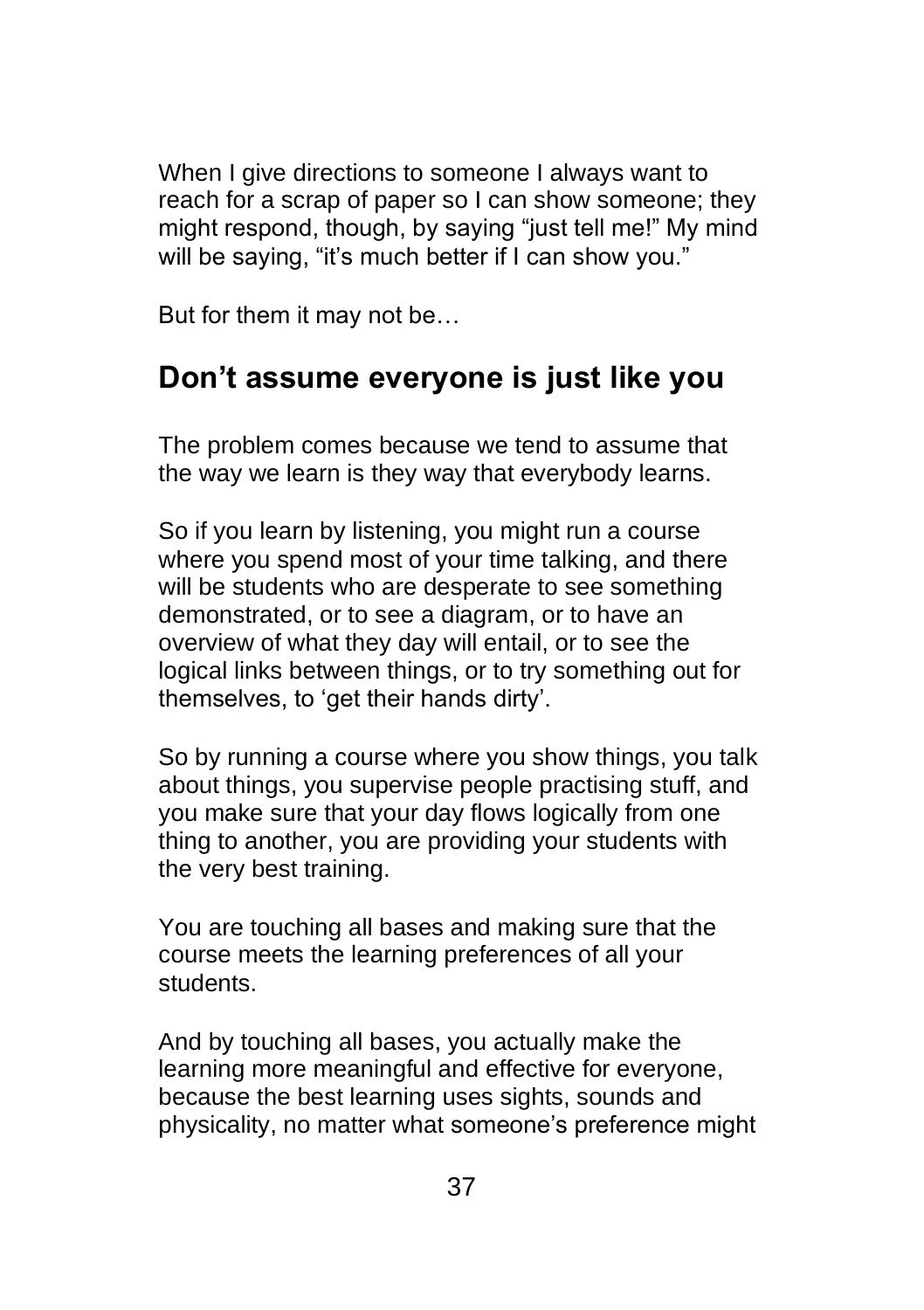When I give directions to someone I always want to reach for a scrap of paper so I can show someone; they might respond, though, by saying "just tell me!" My mind will be saying, "it's much better if I can show you."

But for them it may not be…

## Don't assume everyone is just like you

The problem comes because we tend to assume that the way we learn is they way that everybody learns.

So if you learn by listening, you might run a course where you spend most of your time talking, and there will be students who are desperate to see something demonstrated, or to see a diagram, or to have an overview of what they day will entail, or to see the logical links between things, or to try something out for themselves, to 'get their hands dirty'.

So by running a course where you show things, you talk about things, you supervise people practising stuff, and you make sure that your day flows logically from one thing to another, you are providing your students with the very best training.

You are touching all bases and making sure that the course meets the learning preferences of all your students.

And by touching all bases, you actually make the learning more meaningful and effective for everyone, because the best learning uses sights, sounds and physicality, no matter what someone's preference might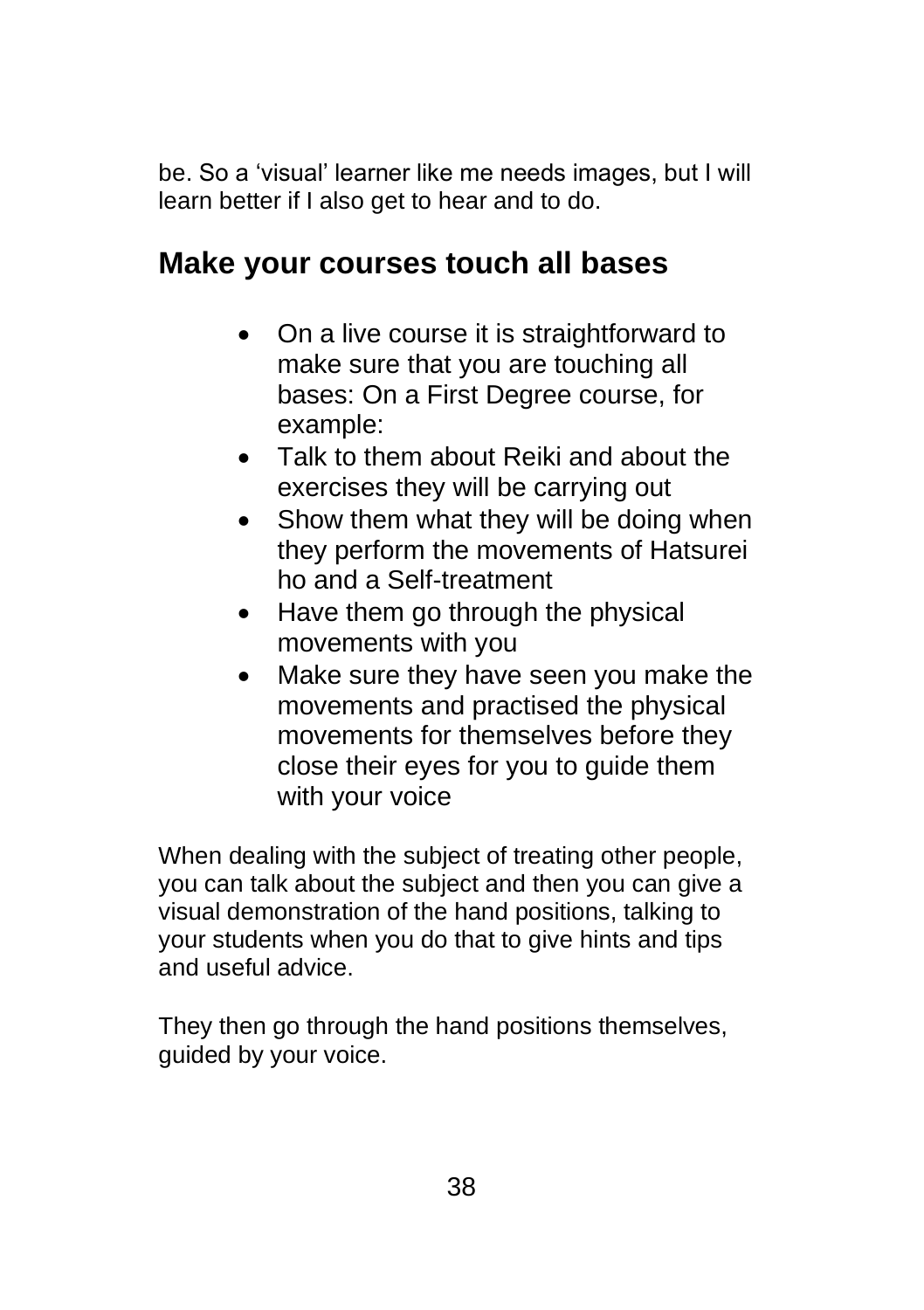be. So a 'visual' learner like me needs images, but I will learn better if I also get to hear and to do.

## Make your courses touch all bases

- On a live course it is straightforward to make sure that you are touching all bases: On a First Degree course, for example:
- Talk to them about Reiki and about the exercises they will be carrying out
- Show them what they will be doing when they perform the movements of Hatsurei ho and a Self-treatment
- Have them go through the physical movements with you
- Make sure they have seen you make the movements and practised the physical movements for themselves before they close their eyes for you to guide them with your voice

When dealing with the subject of treating other people, you can talk about the subject and then you can give a visual demonstration of the hand positions, talking to your students when you do that to give hints and tips and useful advice.

They then go through the hand positions themselves, guided by your voice.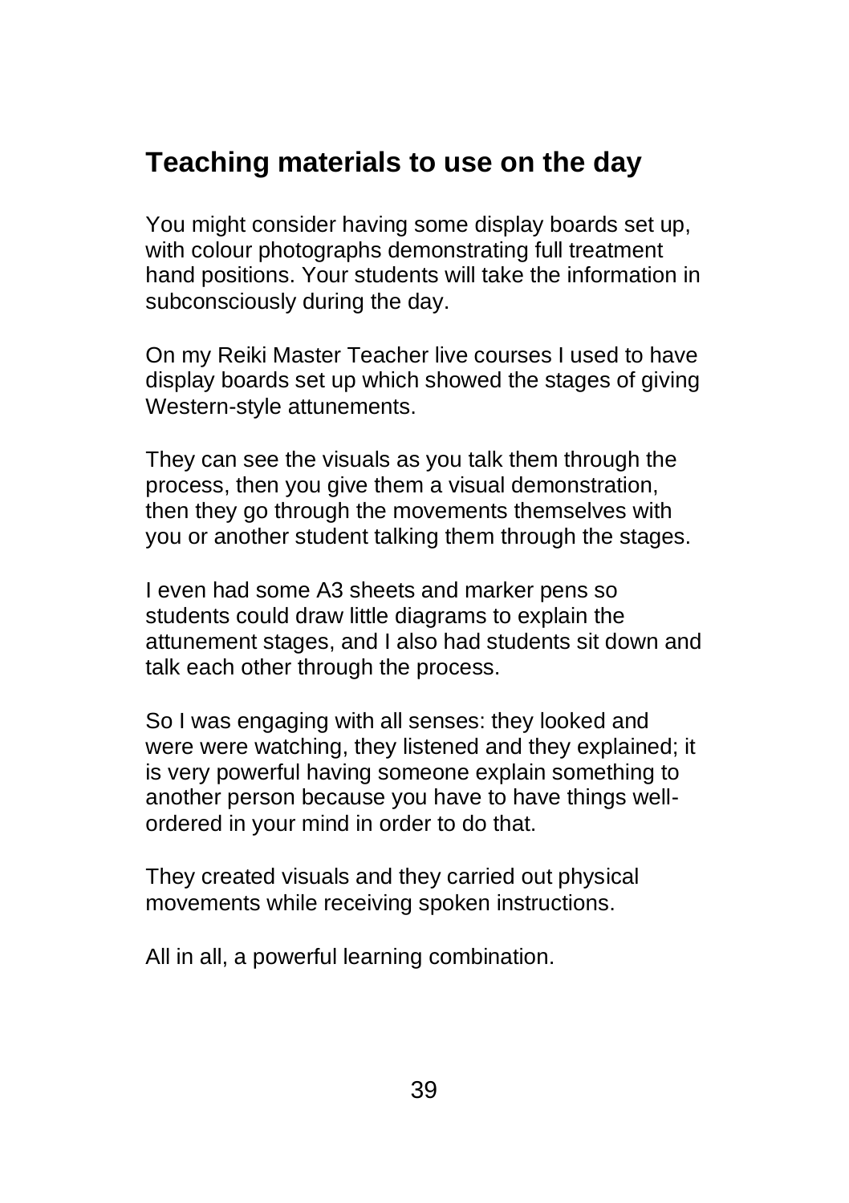## Teaching materials to use on the day

You might consider having some display boards set up, with colour photographs demonstrating full treatment hand positions. Your students will take the information in subconsciously during the day.

On my Reiki Master Teacher live courses I used to have display boards set up which showed the stages of giving Western-style attunements.

They can see the visuals as you talk them through the process, then you give them a visual demonstration, then they go through the movements themselves with you or another student talking them through the stages.

I even had some A3 sheets and marker pens so students could draw little diagrams to explain the attunement stages, and I also had students sit down and talk each other through the process.

So I was engaging with all senses: they looked and were were watching, they listened and they explained; it is very powerful having someone explain something to another person because you have to have things well-ordered in your mind in order to do that.

They created visuals and they carried out physical movements while receiving spoken instructions.

All in all, a powerful learning combination.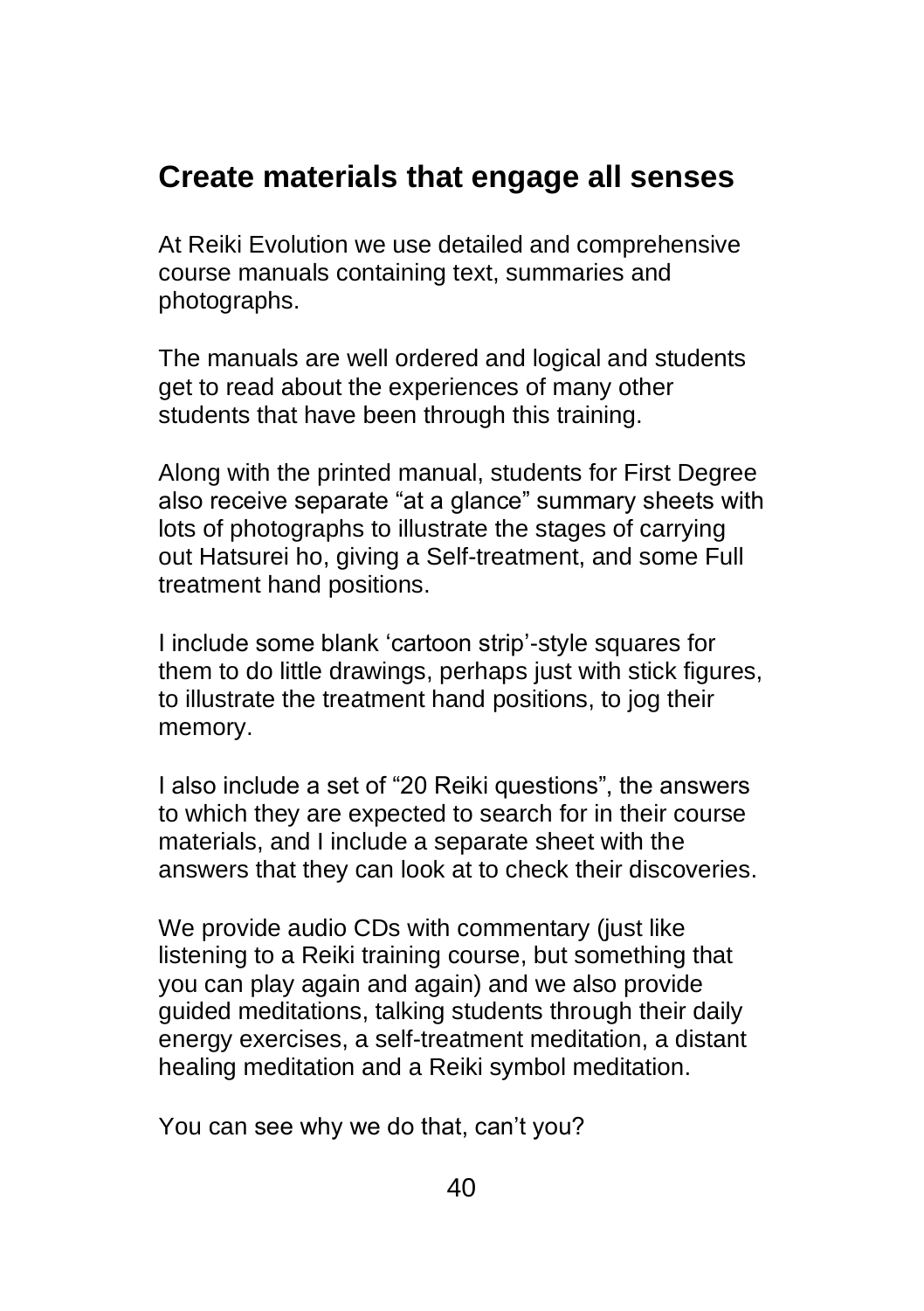## Create materials that engage all senses

At Reiki Evolution we use detailed and comprehensive course manuals containing text, summaries and photographs.

The manuals are well ordered and logical and students get to read about the experiences of many other students that have been through this training.

Along with the printed manual, students for First Degree also receive separate “at a glance” summary sheets with lots of photographs to illustrate the stages of carrying out Hatsurei ho, giving a Self-treatment, and some Full treatment hand positions.

I include some blank ‘cartoon strip’-style squares for them to do little drawings, perhaps just with stick figures, to illustrate the treatment hand positions, to jog their memory.

I also include a set of “20 Reiki questions”, the answers to which they are expected to search for in their course materials, and I include a separate sheet with the answers that they can look at to check their discoveries.

We provide audio CDs with commentary (just like listening to a Reiki training course, but something that you can play again and again) and we also provide guided meditations, talking students through their daily energy exercises, a self-treatment meditation, a distant healing meditation and a Reiki symbol meditation.

You can see why we do that, can’t you?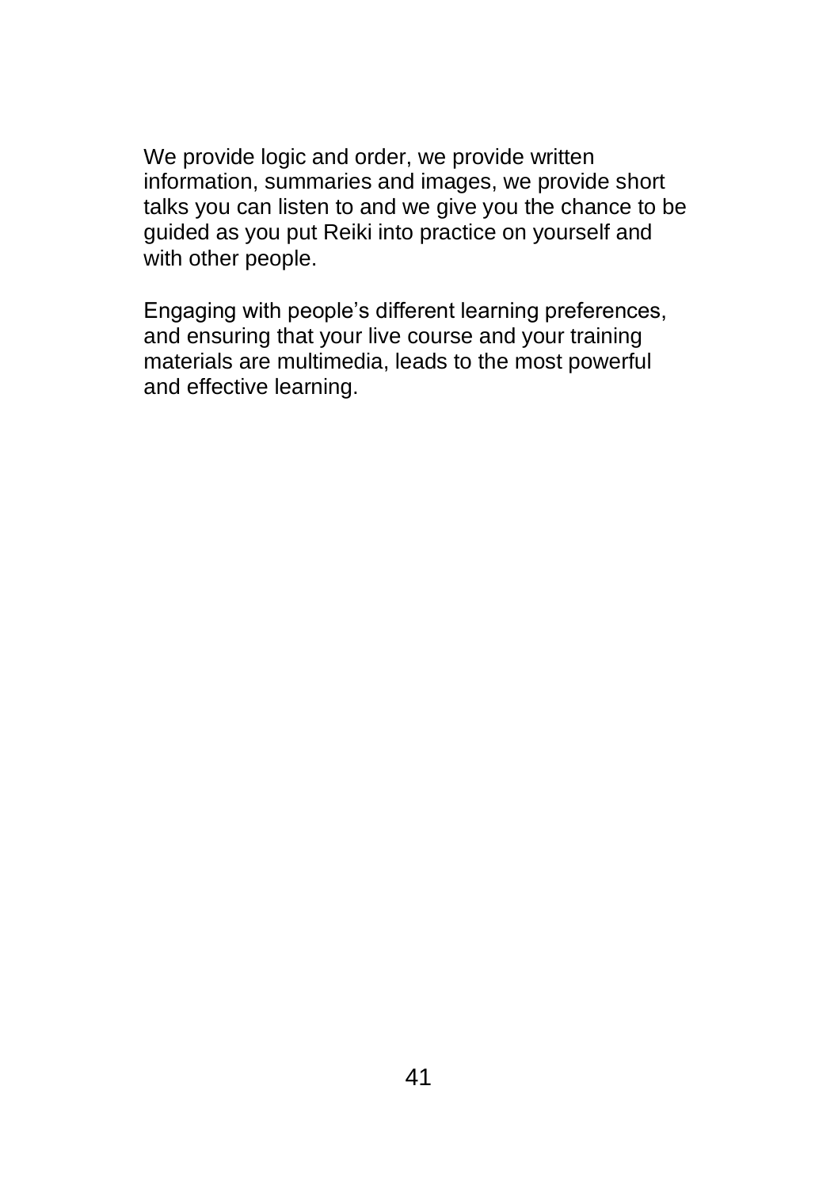We provide logic and order, we provide written information, summaries and images, we provide short talks you can listen to and we give you the chance to be guided as you put Reiki into practice on yourself and with other people.

Engaging with people's different learning preferences, and ensuring that your live course and your training materials are multimedia, leads to the most powerful and effective learning.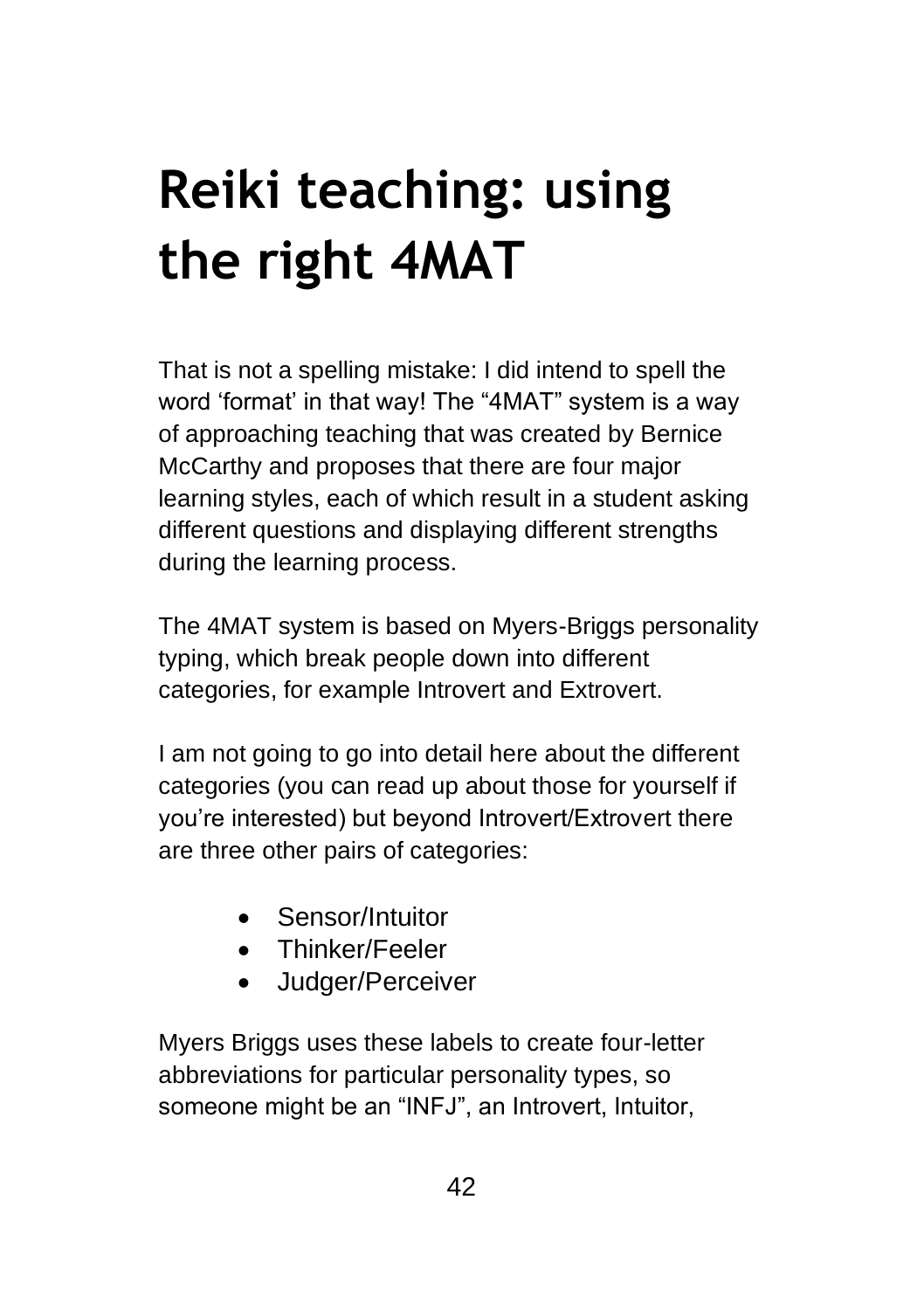# Reiki teaching: using the right 4MAT

That is not a spelling mistake: I did intend to spell the word 'format' in that way! The "4MAT" system is a way of approaching teaching that was created by Bernice McCarthy and proposes that there are four major learning styles, each of which result in a student asking different questions and displaying different strengths during the learning process.

The 4MAT system is based on Myers-Briggs personality typing, which break people down into different categories, for example Introvert and Extrovert.

I am not going to go into detail here about the different categories (you can read up about those for yourself if you're interested) but beyond Introvert/Extrovert there are three other pairs of categories:

- Sensor/Intuitor
- Thinker/Feeler
- Judger/Perceiver

Myers Briggs uses these labels to create four-letter abbreviations for particular personality types, so someone might be an "INFJ", an Introvert, Intuitor,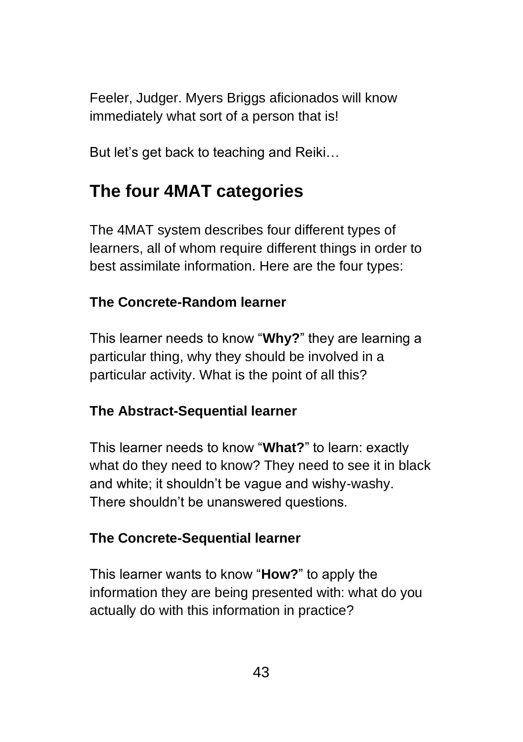Feeler, Judger. Myers Briggs aficionados will know immediately what sort of a person that is!

But let's get back to teaching and Reiki…

## The four 4MAT categories

The 4MAT system describes four different types of learners, all of whom require different things in order to best assimilate information. Here are the four types:

### The Concrete-Random learner

This learner needs to know "**Why?**" they are learning a particular thing, why they should be involved in a particular activity. What is the point of all this?

### The Abstract-Sequential learner

This learner needs to know "**What?**" to learn: exactly what do they need to know? They need to see it in black and white; it shouldn't be vague and wishy-washy. There shouldn't be unanswered questions.

### The Concrete-Sequential learner

This learner wants to know "**How?**" to apply the information they are being presented with: what do you actually do with this information in practice?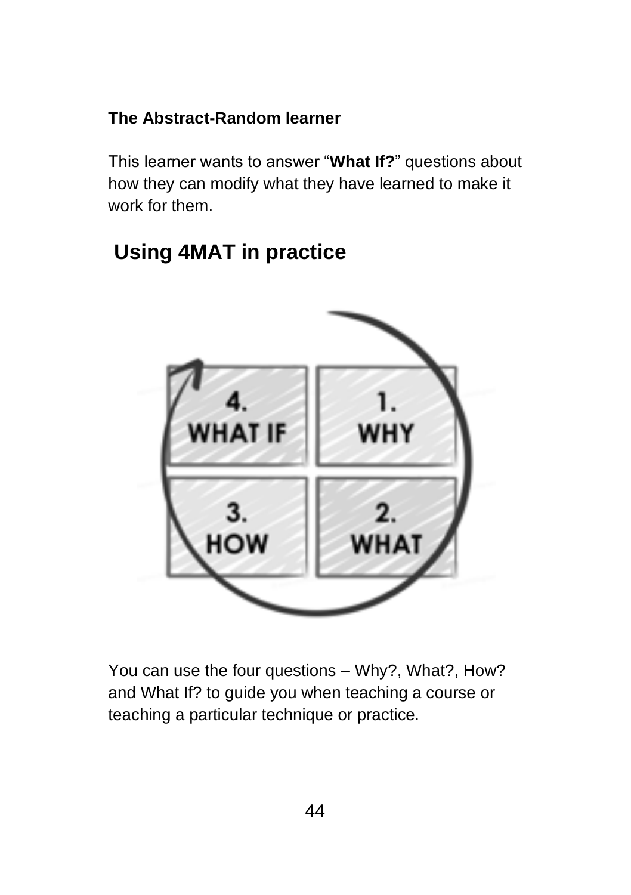**The Abstract-Random learner**

This learner wants to answer "**What If?**" questions about how they can modify what they have learned to make it work for them.

## Using 4MAT in practice

4. WHAT IF

1. WHY

3. HOW

2. WHAT

You can use the four questions – Why?, What?, How? and What If? to guide you when teaching a course or teaching a particular technique or practice.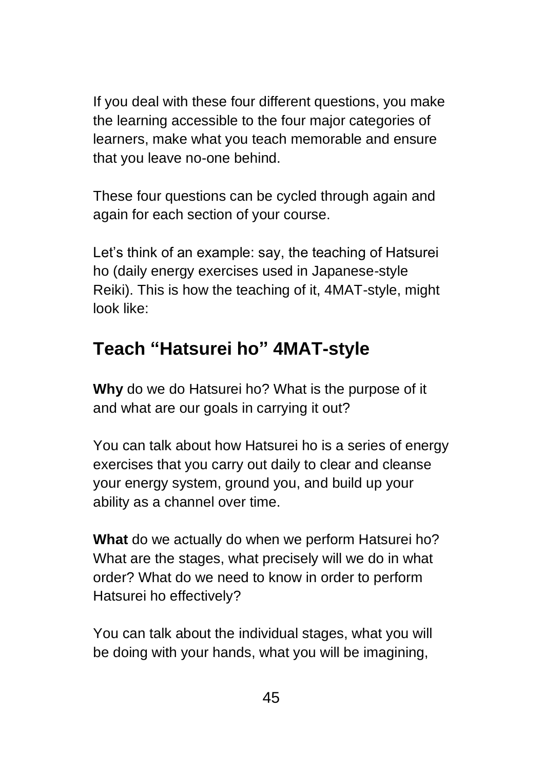If you deal with these four different questions, you make the learning accessible to the four major categories of learners, make what you teach memorable and ensure that you leave no-one behind.

These four questions can be cycled through again and again for each section of your course.

Let's think of an example: say, the teaching of Hatsurei ho (daily energy exercises used in Japanese-style Reiki). This is how the teaching of it, 4MAT-style, might look like:

## Teach "Hatsurei ho" 4MAT-style

**Why** do we do Hatsurei ho? What is the purpose of it and what are our goals in carrying it out?

You can talk about how Hatsurei ho is a series of energy exercises that you carry out daily to clear and cleanse your energy system, ground you, and build up your ability as a channel over time.

**What** do we actually do when we perform Hatsurei ho? What are the stages, what precisely will we do in what order? What do we need to know in order to perform Hatsurei ho effectively?

You can talk about the individual stages, what you will be doing with your hands, what you will be imagining,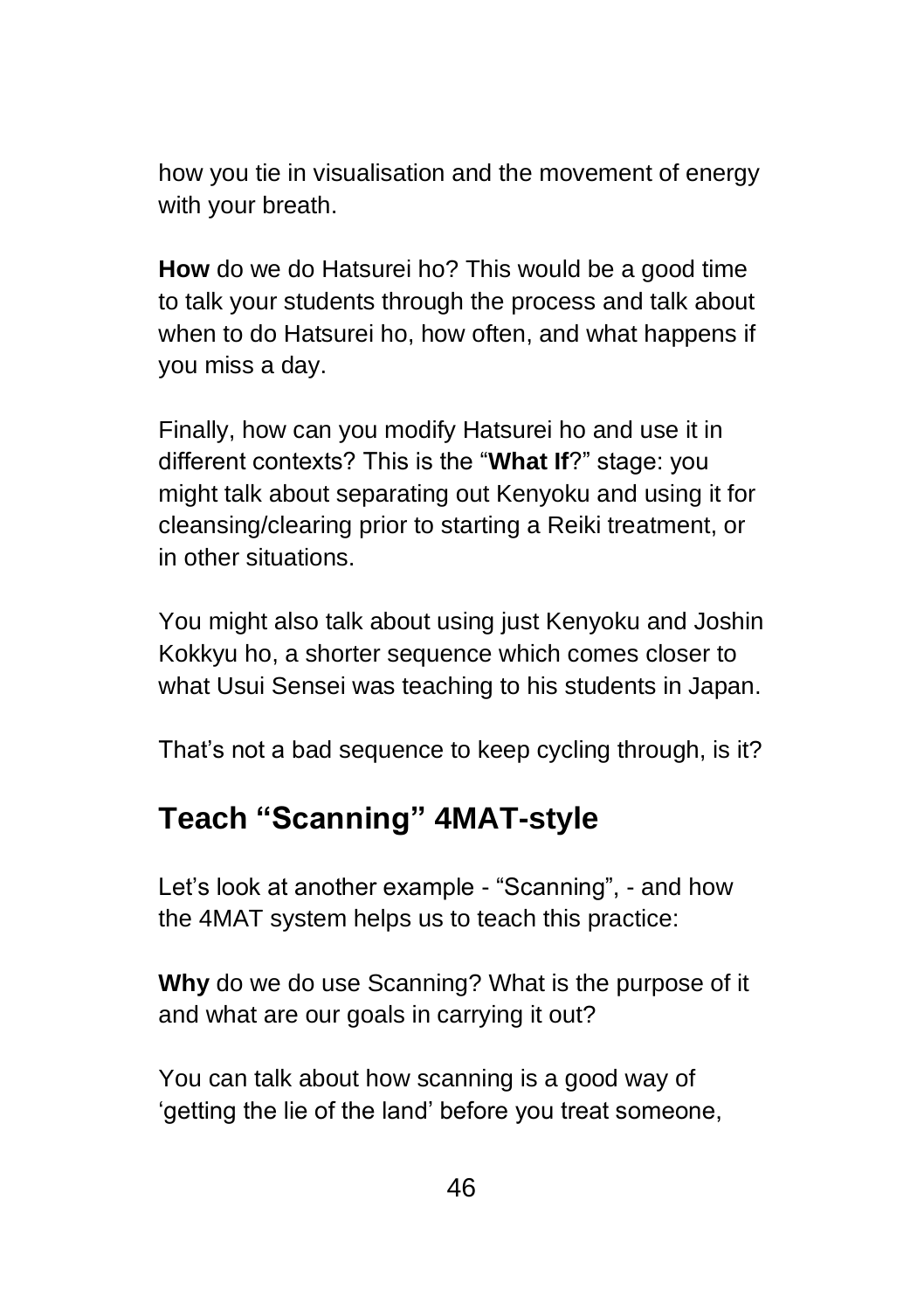how you tie in visualisation and the movement of energy with your breath.

**How** do we do Hatsurei ho? This would be a good time to talk your students through the process and talk about when to do Hatsurei ho, how often, and what happens if you miss a day.

Finally, how can you modify Hatsurei ho and use it in different contexts? This is the "**What If**?" stage: you might talk about separating out Kenyoku and using it for cleansing/clearing prior to starting a Reiki treatment, or in other situations.

You might also talk about using just Kenyoku and Joshin Kokkyu ho, a shorter sequence which comes closer to what Usui Sensei was teaching to his students in Japan.

That's not a bad sequence to keep cycling through, is it?

## Teach "Scanning" 4MAT-style

Let's look at another example - "Scanning", - and how the 4MAT system helps us to teach this practice:

**Why** do we do use Scanning? What is the purpose of it and what are our goals in carrying it out?

You can talk about how scanning is a good way of 'getting the lie of the land' before you treat someone,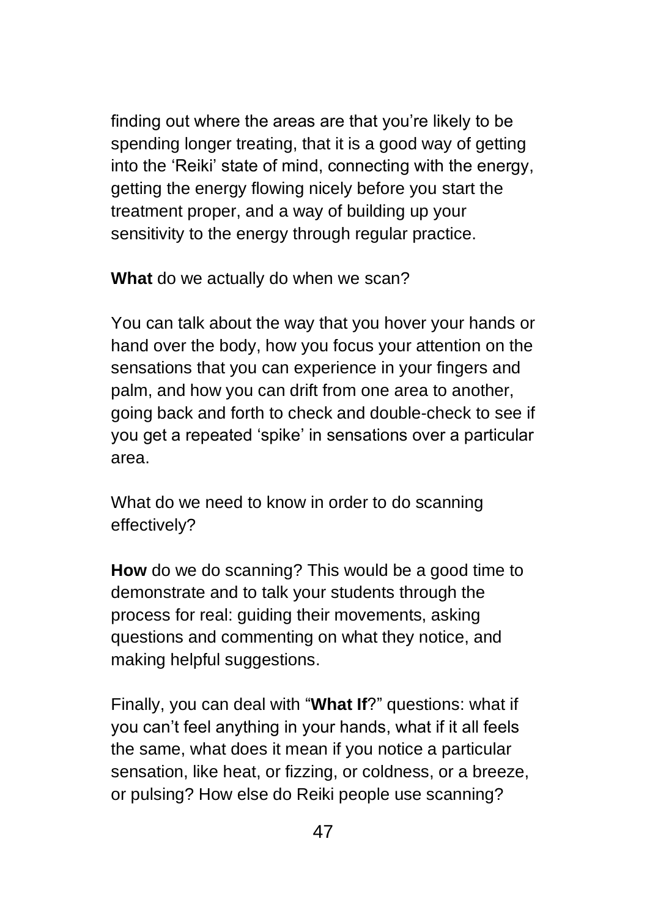finding out where the areas are that you're likely to be spending longer treating, that it is a good way of getting into the 'Reiki' state of mind, connecting with the energy, getting the energy flowing nicely before you start the treatment proper, and a way of building up your sensitivity to the energy through regular practice.

**What** do we actually do when we scan?

You can talk about the way that you hover your hands or hand over the body, how you focus your attention on the sensations that you can experience in your fingers and palm, and how you can drift from one area to another, going back and forth to check and double-check to see if you get a repeated 'spike' in sensations over a particular area.

What do we need to know in order to do scanning effectively?

**How** do we do scanning? This would be a good time to demonstrate and to talk your students through the process for real: guiding their movements, asking questions and commenting on what they notice, and making helpful suggestions.

Finally, you can deal with "**What If**?" questions: what if you can't feel anything in your hands, what if it all feels the same, what does it mean if you notice a particular sensation, like heat, or fizzing, or coldness, or a breeze, or pulsing? How else do Reiki people use scanning?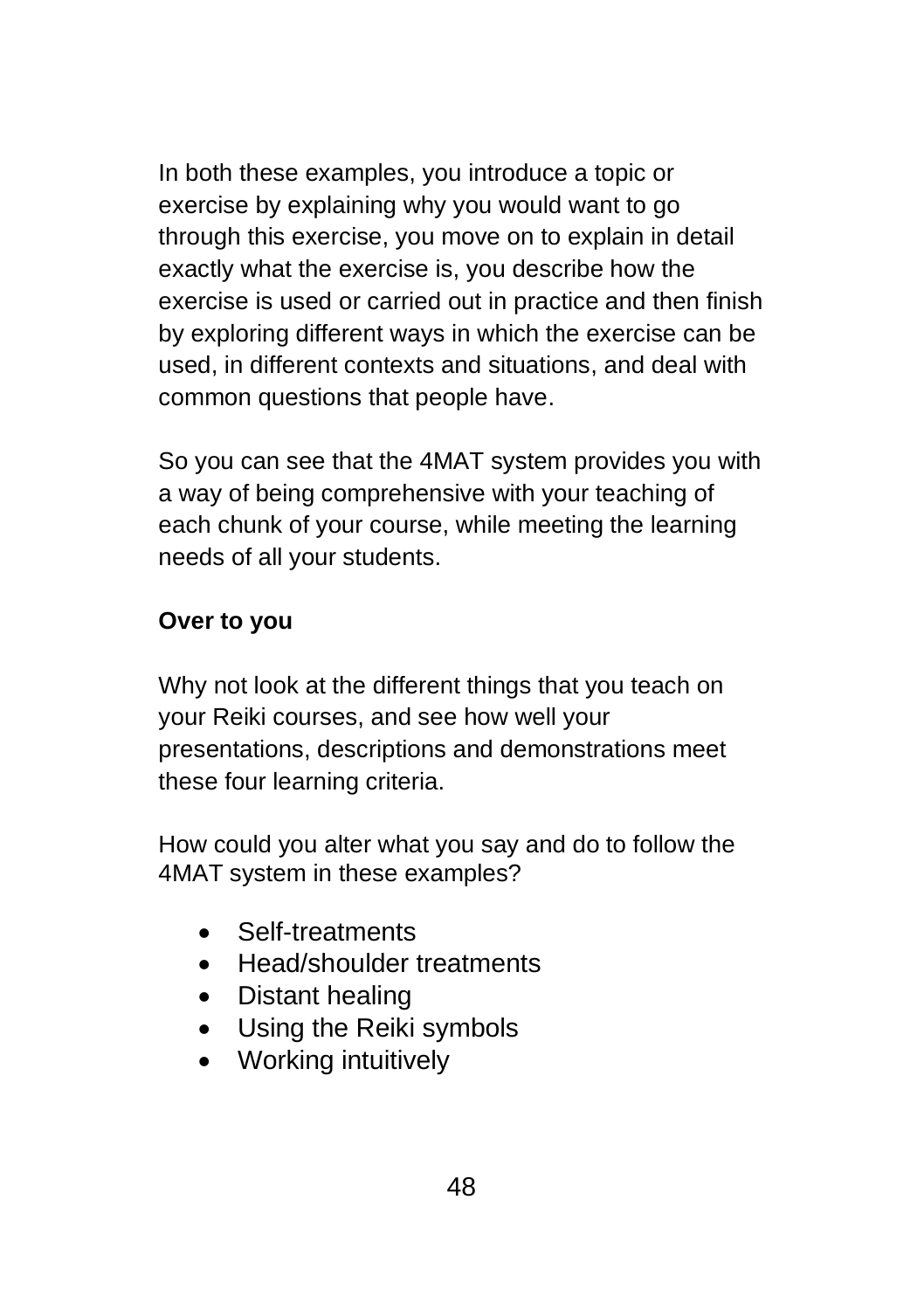In both these examples, you introduce a topic or exercise by explaining why you would want to go through this exercise, you move on to explain in detail exactly what the exercise is, you describe how the exercise is used or carried out in practice and then finish by exploring different ways in which the exercise can be used, in different contexts and situations, and deal with common questions that people have.

So you can see that the 4MAT system provides you with a way of being comprehensive with your teaching of each chunk of your course, while meeting the learning needs of all your students.

**Over to you**

Why not look at the different things that you teach on your Reiki courses, and see how well your presentations, descriptions and demonstrations meet these four learning criteria.

How could you alter what you say and do to follow the 4MAT system in these examples?

- Self-treatments
- Head/shoulder treatments
- Distant healing
- Using the Reiki symbols
- Working intuitively